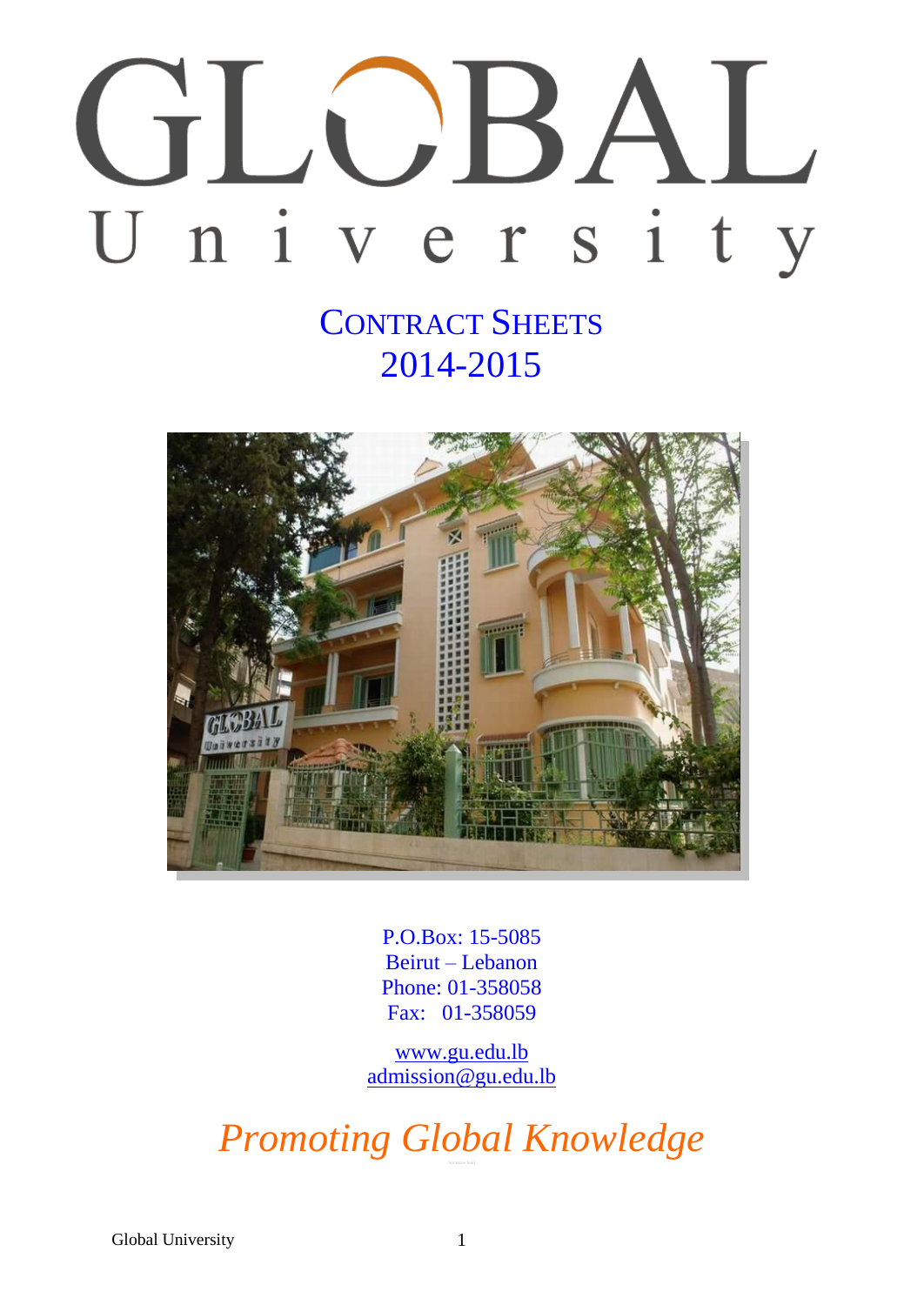# GLOBAL University

## CONTRACT SHEETS
## 2014-2015

P.O.Box: 15-5085
Beirut – Lebanon
Phone: 01-358058
Fax: 01-358059

www.gu.edu.lb
admission@gu.edu.lb

*Promoting Global Knowledge*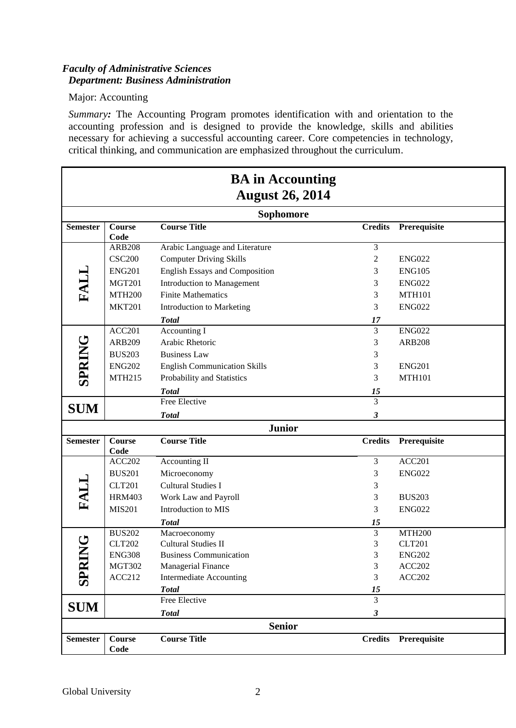*Faculty of Administrative Sciences*
***Department: Business Administration***

Major: Accounting

*Summary:* The Accounting Program promotes identification with and orientation to the accounting profession and is designed to provide the knowledge, skills and abilities necessary for achieving a successful accounting career. Core competencies in technology, critical thinking, and communication are emphasized throughout the curriculum.

## BA in Accounting
## August 26, 2014

**Sophomore**

| Semester | Course Code | Course Title | Credits | Prerequisite |
|---|---|---|---|---|
| FALL | ARB208 | Arabic Language and Literature | 3 | |
| | CSC200 | Computer Driving Skills | 2 | ENG022 |
| | ENG201 | English Essays and Composition | 3 | ENG105 |
| | MGT201 | Introduction to Management | 3 | ENG022 |
| | MTH200 | Finite Mathematics | 3 | MTH101 |
| | MKT201 | Introduction to Marketing | 3 | ENG022 |
| | | ***Total*** | ***17*** | |
| SPRING | ACC201 | Accounting I | 3 | ENG022 |
| | ARB209 | Arabic Rhetoric | 3 | ARB208 |
| | BUS203 | Business Law | 3 | |
| | ENG202 | English Communication Skills | 3 | ENG201 |
| | MTH215 | Probability and Statistics | 3 | MTH101 |
| | | ***Total*** | ***15*** | |
| SUM | | Free Elective | 3 | |
| | | ***Total*** | ***3*** | |

**Junior**

| Semester | Course Code | Course Title | Credits | Prerequisite |
|---|---|---|---|---|
| FALL | ACC202 | Accounting II | 3 | ACC201 |
| | BUS201 | Microeconomy | 3 | ENG022 |
| | CLT201 | Cultural Studies I | 3 | |
| | HRM403 | Work Law and Payroll | 3 | BUS203 |
| | MIS201 | Introduction to MIS | 3 | ENG022 |
| | | ***Total*** | ***15*** | |
| SPRING | BUS202 | Macroeconomy | 3 | MTH200 |
| | CLT202 | Cultural Studies II | 3 | CLT201 |
| | ENG308 | Business Communication | 3 | ENG202 |
| | MGT302 | Managerial Finance | 3 | ACC202 |
| | ACC212 | Intermediate Accounting | 3 | ACC202 |
| | | ***Total*** | ***15*** | |
| SUM | | Free Elective | 3 | |
| | | ***Total*** | ***3*** | |

**Senior**

| Semester | Course Code | Course Title | Credits | Prerequisite |
|---|---|---|---|---|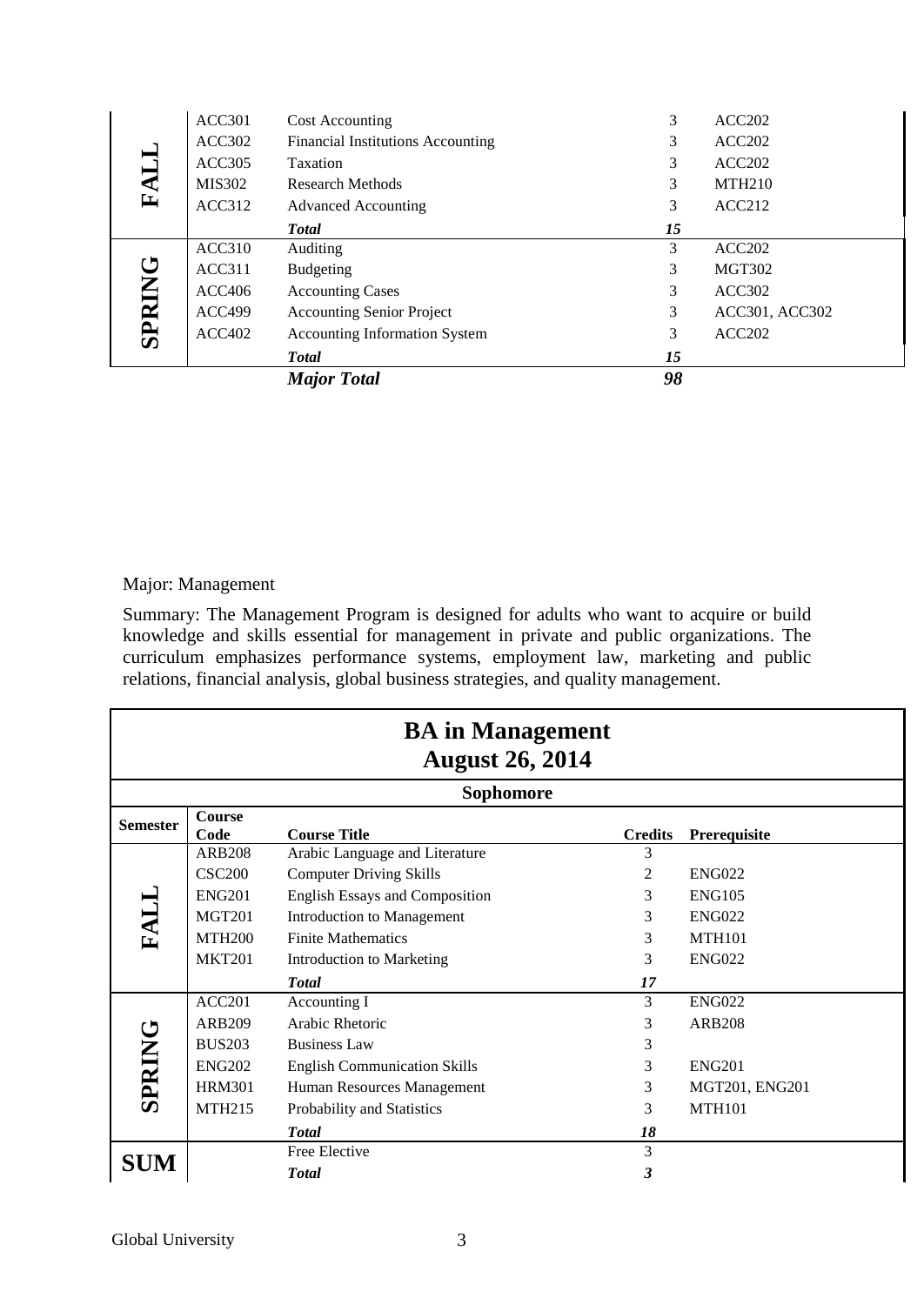| Semester | Course Code | Course Title | Credits | Prerequisite |
|---|---|---|---|---|
| FALL | ACC301 | Cost Accounting | 3 | ACC202 |
| | ACC302 | Financial Institutions Accounting | 3 | ACC202 |
| | ACC305 | Taxation | 3 | ACC202 |
| | MIS302 | Research Methods | 3 | MTH210 |
| | ACC312 | Advanced Accounting | 3 | ACC212 |
| | | ***Total*** | ***15*** | |
| SPRING | ACC310 | Auditing | 3 | ACC202 |
| | ACC311 | Budgeting | 3 | MGT302 |
| | ACC406 | Accounting Cases | 3 | ACC302 |
| | ACC499 | Accounting Senior Project | 3 | ACC301, ACC302 |
| | ACC402 | Accounting Information System | 3 | ACC202 |
| | | ***Total*** | ***15*** | |
| | | ***Major Total*** | ***98*** | |

Major: Management

Summary: The Management Program is designed for adults who want to acquire or build knowledge and skills essential for management in private and public organizations. The curriculum emphasizes performance systems, employment law, marketing and public relations, financial analysis, global business strategies, and quality management.

## BA in Management
## August 26, 2014

**Sophomore**

| Semester | Course Code | Course Title | Credits | Prerequisite |
|---|---|---|---|---|
| FALL | ARB208 | Arabic Language and Literature | 3 | |
| | CSC200 | Computer Driving Skills | 2 | ENG022 |
| | ENG201 | English Essays and Composition | 3 | ENG105 |
| | MGT201 | Introduction to Management | 3 | ENG022 |
| | MTH200 | Finite Mathematics | 3 | MTH101 |
| | MKT201 | Introduction to Marketing | 3 | ENG022 |
| | | ***Total*** | ***17*** | |
| SPRING | ACC201 | Accounting I | 3 | ENG022 |
| | ARB209 | Arabic Rhetoric | 3 | ARB208 |
| | BUS203 | Business Law | 3 | |
| | ENG202 | English Communication Skills | 3 | ENG201 |
| | HRM301 | Human Resources Management | 3 | MGT201, ENG201 |
| | MTH215 | Probability and Statistics | 3 | MTH101 |
| | | ***Total*** | ***18*** | |
| SUM | | Free Elective | 3 | |
| | | ***Total*** | ***3*** | |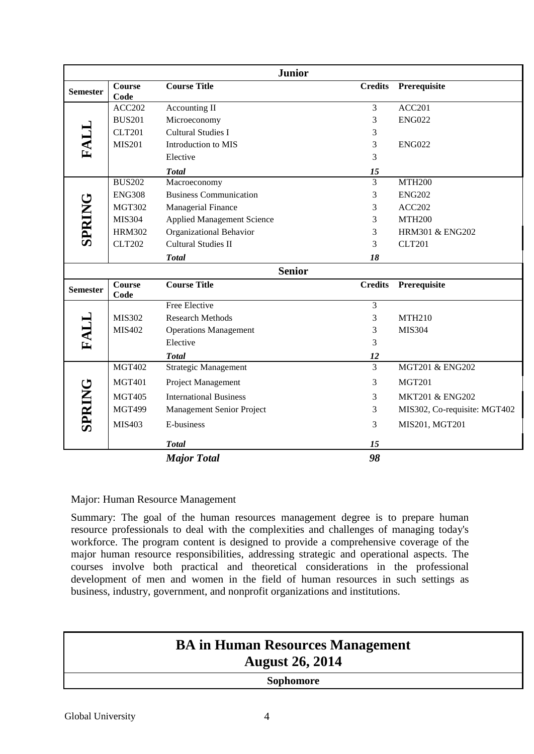| Junior | | | | |
|---|---|---|---|---|
| **Semester** | **Course Code** | **Course Title** | **Credits** | **Prerequisite** |
| **FALL** | ACC202 | Accounting II | 3 | ACC201 |
| | BUS201 | Microeconomy | 3 | ENG022 |
| | CLT201 | Cultural Studies I | 3 | |
| | MIS201 | Introduction to MIS | 3 | ENG022 |
| | | Elective | 3 | |
| | | ***Total*** | ***15*** | |
| **SPRING** | BUS202 | Macroeconomy | 3 | MTH200 |
| | ENG308 | Business Communication | 3 | ENG202 |
| | MGT302 | Managerial Finance | 3 | ACC202 |
| | MIS304 | Applied Management Science | 3 | MTH200 |
| | HRM302 | Organizational Behavior | 3 | HRM301 & ENG202 |
| | CLT202 | Cultural Studies II | 3 | CLT201 |
| | | ***Total*** | ***18*** | |

| Senior | | | | |
|---|---|---|---|---|
| **Semester** | **Course Code** | **Course Title** | **Credits** | **Prerequisite** |
| **FALL** | | Free Elective | 3 | |
| | MIS302 | Research Methods | 3 | MTH210 |
| | MIS402 | Operations Management | 3 | MIS304 |
| | | Elective | 3 | |
| | | ***Total*** | ***12*** | |
| **SPRING** | MGT402 | Strategic Management | 3 | MGT201 & ENG202 |
| | MGT401 | Project Management | 3 | MGT201 |
| | MGT405 | International Business | 3 | MKT201 & ENG202 |
| | MGT499 | Management Senior Project | 3 | MIS302, Co-requisite: MGT402 |
| | MIS403 | E-business | 3 | MIS201, MGT201 |
| | | ***Total*** | ***15*** | |
| | | ***Major Total*** | ***98*** | |

Major: Human Resource Management

Summary: The goal of the human resources management degree is to prepare human resource professionals to deal with the complexities and challenges of managing today's workforce. The program content is designed to provide a comprehensive coverage of the major human resource responsibilities, addressing strategic and operational aspects. The courses involve both practical and theoretical considerations in the professional development of men and women in the field of human resources in such settings as business, industry, government, and nonprofit organizations and institutions.

## BA in Human Resources Management
## August 26, 2014

**Sophomore**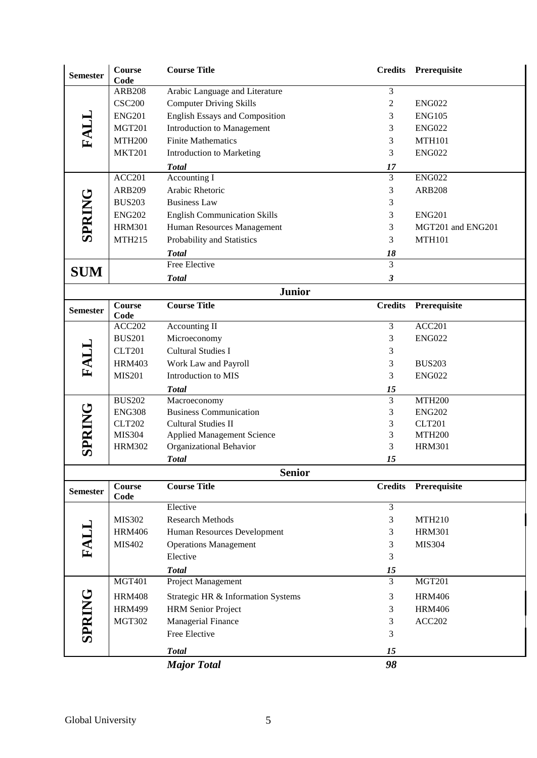| Semester | Course Code | Course Title | Credits | Prerequisite |
|---|---|---|---|---|
| FALL | ARB208 | Arabic Language and Literature | 3 | |
| | CSC200 | Computer Driving Skills | 2 | ENG022 |
| | ENG201 | English Essays and Composition | 3 | ENG105 |
| | MGT201 | Introduction to Management | 3 | ENG022 |
| | MTH200 | Finite Mathematics | 3 | MTH101 |
| | MKT201 | Introduction to Marketing | 3 | ENG022 |
| | | ***Total*** | ***17*** | |
| SPRING | ACC201 | Accounting I | 3 | ENG022 |
| | ARB209 | Arabic Rhetoric | 3 | ARB208 |
| | BUS203 | Business Law | 3 | |
| | ENG202 | English Communication Skills | 3 | ENG201 |
| | HRM301 | Human Resources Management | 3 | MGT201 and ENG201 |
| | MTH215 | Probability and Statistics | 3 | MTH101 |
| | | ***Total*** | ***18*** | |
| SUM | | Free Elective | 3 | |
| | | ***Total*** | ***3*** | |

**Junior**

| Semester | Course Code | Course Title | Credits | Prerequisite |
|---|---|---|---|---|
| FALL | ACC202 | Accounting II | 3 | ACC201 |
| | BUS201 | Microeconomy | 3 | ENG022 |
| | CLT201 | Cultural Studies I | 3 | |
| | HRM403 | Work Law and Payroll | 3 | BUS203 |
| | MIS201 | Introduction to MIS | 3 | ENG022 |
| | | ***Total*** | ***15*** | |
| SPRING | BUS202 | Macroeconomy | 3 | MTH200 |
| | ENG308 | Business Communication | 3 | ENG202 |
| | CLT202 | Cultural Studies II | 3 | CLT201 |
| | MIS304 | Applied Management Science | 3 | MTH200 |
| | HRM302 | Organizational Behavior | 3 | HRM301 |
| | | ***Total*** | ***15*** | |

**Senior**

| Semester | Course Code | Course Title | Credits | Prerequisite |
|---|---|---|---|---|
| FALL | | Elective | 3 | |
| | MIS302 | Research Methods | 3 | MTH210 |
| | HRM406 | Human Resources Development | 3 | HRM301 |
| | MIS402 | Operations Management | 3 | MIS304 |
| | | Elective | 3 | |
| | | ***Total*** | ***15*** | |
| SPRING | MGT401 | Project Management | 3 | MGT201 |
| | HRM408 | Strategic HR & Information Systems | 3 | HRM406 |
| | HRM499 | HRM Senior Project | 3 | HRM406 |
| | MGT302 | Managerial Finance | 3 | ACC202 |
| | | Free Elective | 3 | |
| | | ***Total*** | ***15*** | |
| | | ***Major Total*** | ***98*** | |

Global University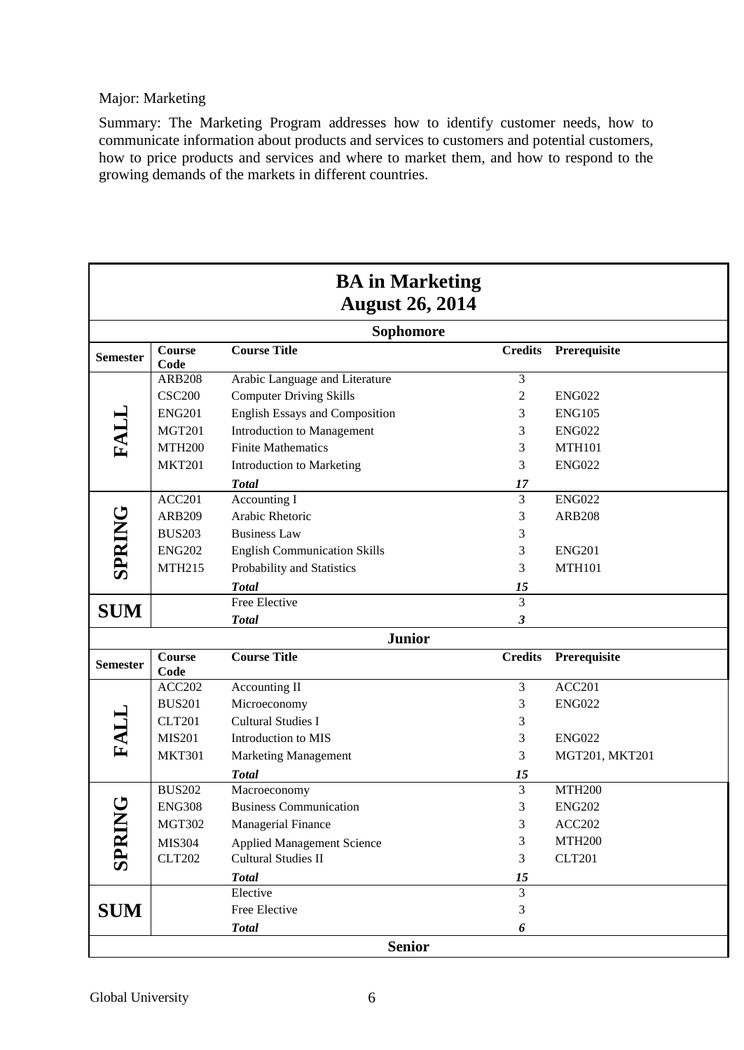Major: Marketing

Summary: The Marketing Program addresses how to identify customer needs, how to communicate information about products and services to customers and potential customers, how to price products and services and where to market them, and how to respond to the growing demands of the markets in different countries.

| **BA in Marketing August 26, 2014** | | | | |
|---|---|---|---|---|
| **Sophomore** | | | | |
| **Semester** | **Course Code** | **Course Title** | **Credits** | **Prerequisite** |
| **FALL** | ARB208 | Arabic Language and Literature | 3 | |
| | CSC200 | Computer Driving Skills | 2 | ENG022 |
| | ENG201 | English Essays and Composition | 3 | ENG105 |
| | MGT201 | Introduction to Management | 3 | ENG022 |
| | MTH200 | Finite Mathematics | 3 | MTH101 |
| | MKT201 | Introduction to Marketing | 3 | ENG022 |
| | | ***Total*** | ***17*** | |
| **SPRING** | ACC201 | Accounting I | 3 | ENG022 |
| | ARB209 | Arabic Rhetoric | 3 | ARB208 |
| | BUS203 | Business Law | 3 | |
| | ENG202 | English Communication Skills | 3 | ENG201 |
| | MTH215 | Probability and Statistics | 3 | MTH101 |
| | | ***Total*** | ***15*** | |
| **SUM** | | Free Elective | 3 | |
| | | ***Total*** | ***3*** | |
| **Junior** | | | | |
| **Semester** | **Course Code** | **Course Title** | **Credits** | **Prerequisite** |
| **FALL** | ACC202 | Accounting II | 3 | ACC201 |
| | BUS201 | Microeconomy | 3 | ENG022 |
| | CLT201 | Cultural Studies I | 3 | |
| | MIS201 | Introduction to MIS | 3 | ENG022 |
| | MKT301 | Marketing Management | 3 | MGT201, MKT201 |
| | | ***Total*** | ***15*** | |
| **SPRING** | BUS202 | Macroeconomy | 3 | MTH200 |
| | ENG308 | Business Communication | 3 | ENG202 |
| | MGT302 | Managerial Finance | 3 | ACC202 |
| | MIS304 | Applied Management Science | 3 | MTH200 |
| | CLT202 | Cultural Studies II | 3 | CLT201 |
| | | ***Total*** | ***15*** | |
| **SUM** | | Elective | 3 | |
| | | Free Elective | 3 | |
| | | ***Total*** | ***6*** | |
| **Senior** | | | | |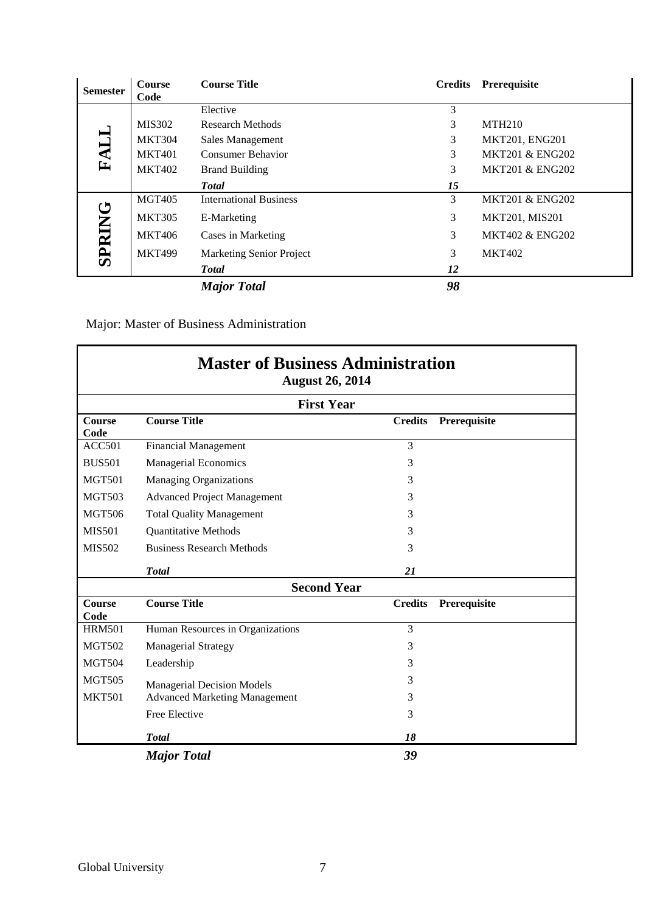| Semester | Course Code | Course Title | Credits | Prerequisite |
|---|---|---|---|---|
| FALL | | Elective | 3 | |
| | MIS302 | Research Methods | 3 | MTH210 |
| | MKT304 | Sales Management | 3 | MKT201, ENG201 |
| | MKT401 | Consumer Behavior | 3 | MKT201 & ENG202 |
| | MKT402 | Brand Building | 3 | MKT201 & ENG202 |
| | | ***Total*** | ***15*** | |
| SPRING | MGT405 | International Business | 3 | MKT201 & ENG202 |
| | MKT305 | E-Marketing | 3 | MKT201, MIS201 |
| | MKT406 | Cases in Marketing | 3 | MKT402 & ENG202 |
| | MKT499 | Marketing Senior Project | 3 | MKT402 |
| | | ***Total*** | ***12*** | |
| | | ***Major Total*** | ***98*** | |

Major: Master of Business Administration

## Master of Business Administration

**August 26, 2014**

| First Year | | | |
|---|---|---|---|
| **Course Code** | **Course Title** | **Credits** | **Prerequisite** |
| ACC501 | Financial Management | 3 | |
| BUS501 | Managerial Economics | 3 | |
| MGT501 | Managing Organizations | 3 | |
| MGT503 | Advanced Project Management | 3 | |
| MGT506 | Total Quality Management | 3 | |
| MIS501 | Quantitative Methods | 3 | |
| MIS502 | Business Research Methods | 3 | |
| | ***Total*** | ***21*** | |
| **Second Year** | | | |
| **Course Code** | **Course Title** | **Credits** | **Prerequisite** |
| HRM501 | Human Resources in Organizations | 3 | |
| MGT502 | Managerial Strategy | 3 | |
| MGT504 | Leadership | 3 | |
| MGT505 | Managerial Decision Models | 3 | |
| MKT501 | Advanced Marketing Management | 3 | |
| | Free Elective | 3 | |
| | ***Total*** | ***18*** | |
| | ***Major Total*** | ***39*** | |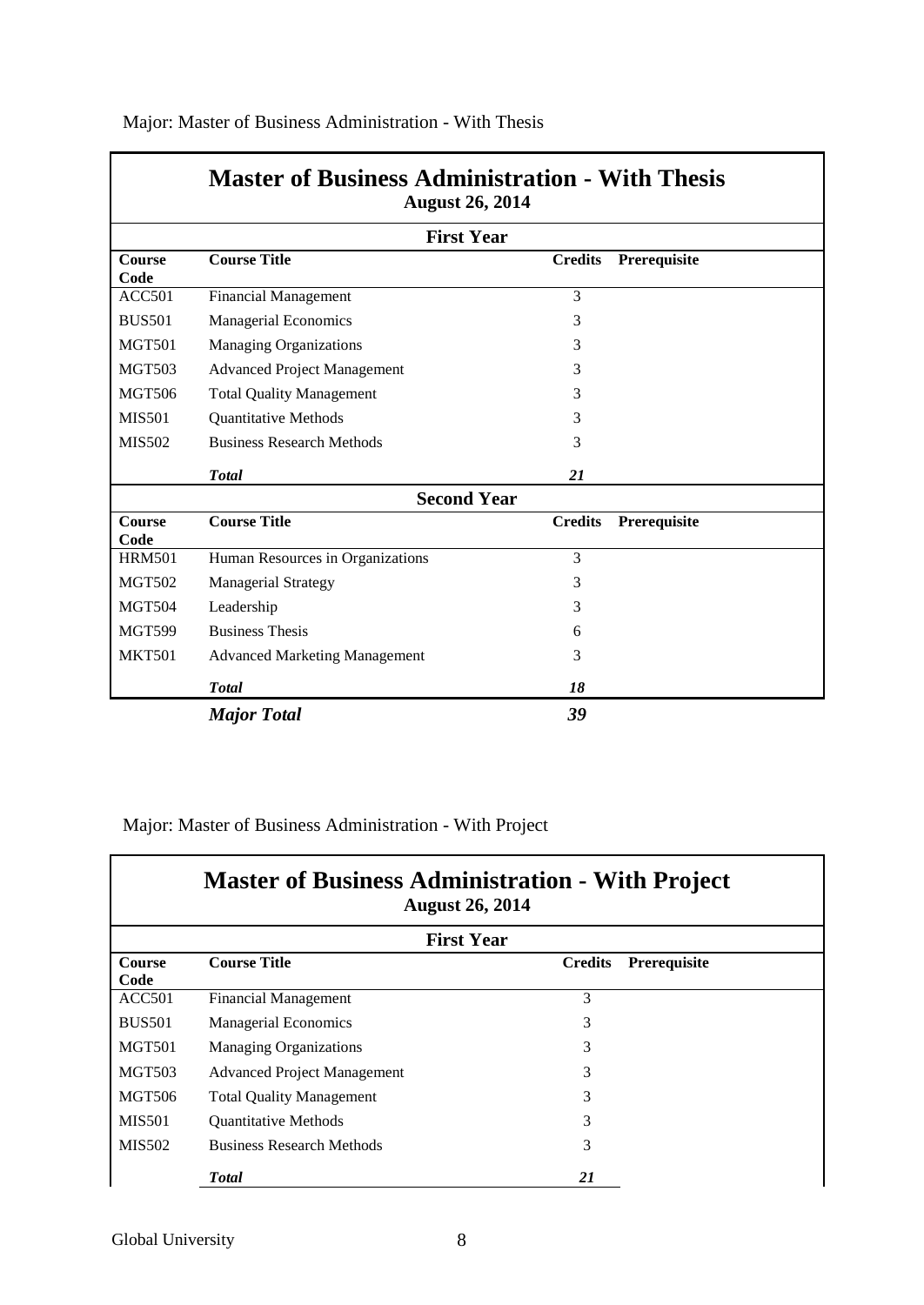Major: Master of Business Administration - With Thesis

## Master of Business Administration - With Thesis

**August 26, 2014**

| **First Year** | | | |
|---|---|---|---|
| **Course Code** | **Course Title** | **Credits** | **Prerequisite** |
| ACC501 | Financial Management | 3 | |
| BUS501 | Managerial Economics | 3 | |
| MGT501 | Managing Organizations | 3 | |
| MGT503 | Advanced Project Management | 3 | |
| MGT506 | Total Quality Management | 3 | |
| MIS501 | Quantitative Methods | 3 | |
| MIS502 | Business Research Methods | 3 | |
| | ***Total*** | ***21*** | |
| **Second Year** | | | |
| **Course Code** | **Course Title** | **Credits** | **Prerequisite** |
| HRM501 | Human Resources in Organizations | 3 | |
| MGT502 | Managerial Strategy | 3 | |
| MGT504 | Leadership | 3 | |
| MGT599 | Business Thesis | 6 | |
| MKT501 | Advanced Marketing Management | 3 | |
| | ***Total*** | ***18*** | |
| | ***Major Total*** | ***39*** | |

Major: Master of Business Administration - With Project

## Master of Business Administration - With Project

**August 26, 2014**

| **First Year** | | | |
|---|---|---|---|
| **Course Code** | **Course Title** | **Credits** | **Prerequisite** |
| ACC501 | Financial Management | 3 | |
| BUS501 | Managerial Economics | 3 | |
| MGT501 | Managing Organizations | 3 | |
| MGT503 | Advanced Project Management | 3 | |
| MGT506 | Total Quality Management | 3 | |
| MIS501 | Quantitative Methods | 3 | |
| MIS502 | Business Research Methods | 3 | |
| | ***Total*** | ***21*** | |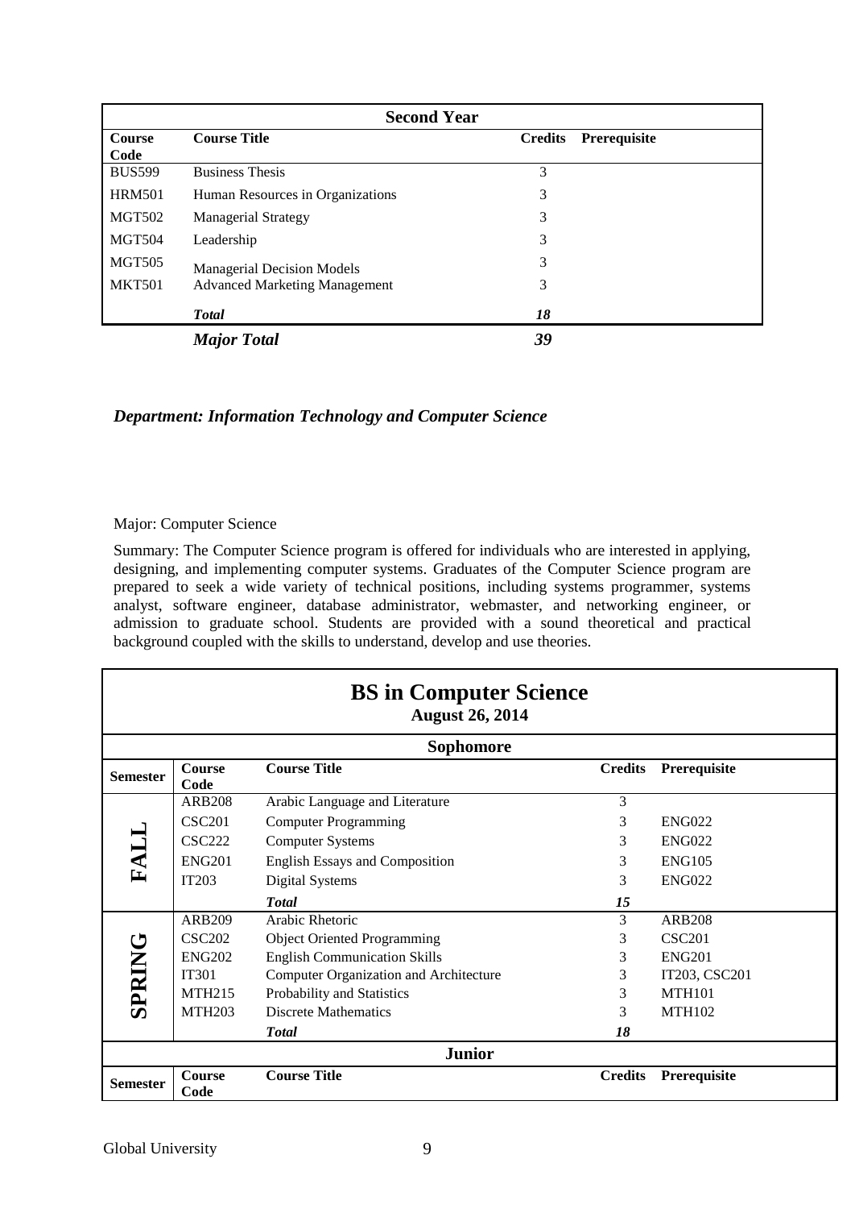| Second Year | | | |
|---|---|---|---|
| Course Code | Course Title | Credits | Prerequisite |
| BUS599 | Business Thesis | 3 | |
| HRM501 | Human Resources in Organizations | 3 | |
| MGT502 | Managerial Strategy | 3 | |
| MGT504 | Leadership | 3 | |
| MGT505 | Managerial Decision Models | 3 | |
| MKT501 | Advanced Marketing Management | 3 | |
| | ***Total*** | ***18*** | |
| | ***Major Total*** | ***39*** | |

***Department: Information Technology and Computer Science***

Major: Computer Science

Summary: The Computer Science program is offered for individuals who are interested in applying, designing, and implementing computer systems. Graduates of the Computer Science program are prepared to seek a wide variety of technical positions, including systems programmer, systems analyst, software engineer, database administrator, webmaster, and networking engineer, or admission to graduate school. Students are provided with a sound theoretical and practical background coupled with the skills to understand, develop and use theories.

## BS in Computer Science

**August 26, 2014**

| Sophomore | | | | |
|---|---|---|---|---|
| Semester | Course Code | Course Title | Credits | Prerequisite |
| FALL | ARB208 | Arabic Language and Literature | 3 | |
| | CSC201 | Computer Programming | 3 | ENG022 |
| | CSC222 | Computer Systems | 3 | ENG022 |
| | ENG201 | English Essays and Composition | 3 | ENG105 |
| | IT203 | Digital Systems | 3 | ENG022 |
| | | ***Total*** | ***15*** | |
| SPRING | ARB209 | Arabic Rhetoric | 3 | ARB208 |
| | CSC202 | Object Oriented Programming | 3 | CSC201 |
| | ENG202 | English Communication Skills | 3 | ENG201 |
| | IT301 | Computer Organization and Architecture | 3 | IT203, CSC201 |
| | MTH215 | Probability and Statistics | 3 | MTH101 |
| | MTH203 | Discrete Mathematics | 3 | MTH102 |
| | | ***Total*** | ***18*** | |
| **Junior** | | | | |
| **Semester** | **Course Code** | **Course Title** | **Credits** | **Prerequisite** |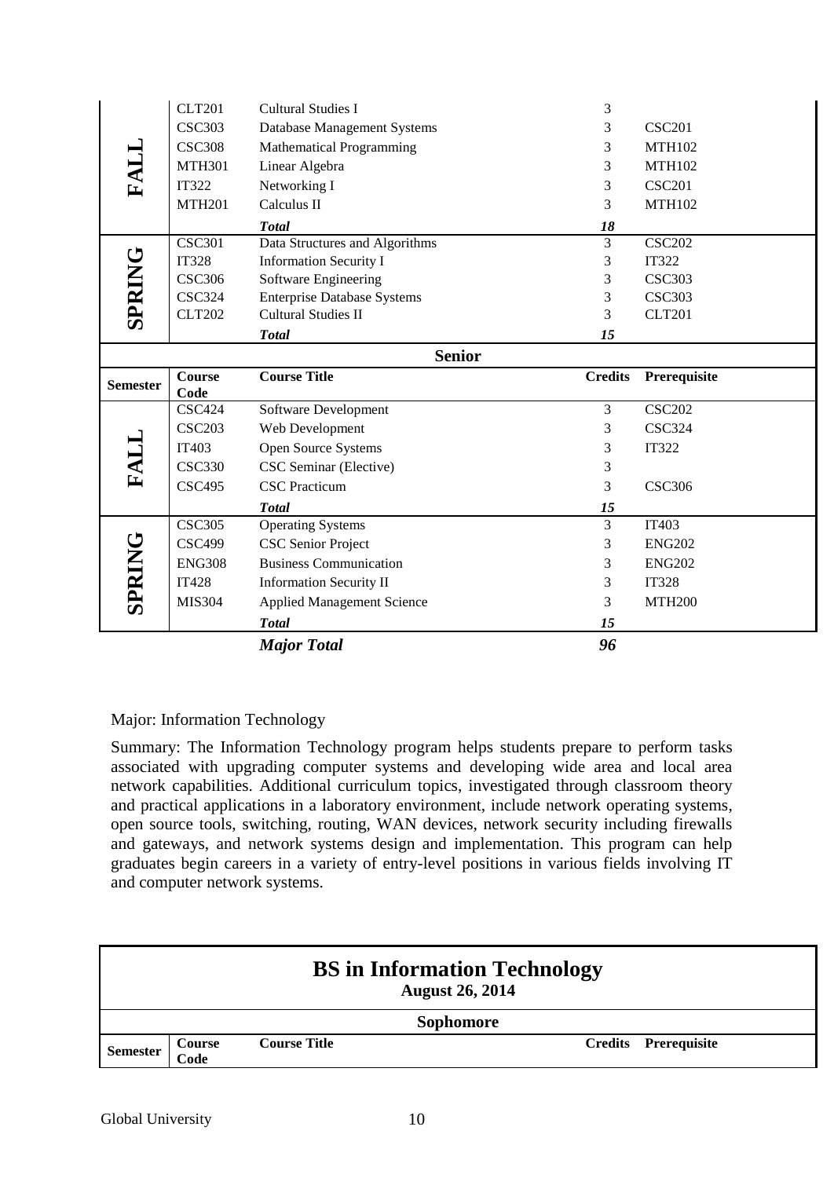| Semester | Course Code | Course Title | Credits | Prerequisite |
|---|---|---|---|---|
| FALL | CLT201 | Cultural Studies I | 3 | |
| | CSC303 | Database Management Systems | 3 | CSC201 |
| | CSC308 | Mathematical Programming | 3 | MTH102 |
| | MTH301 | Linear Algebra | 3 | MTH102 |
| | IT322 | Networking I | 3 | CSC201 |
| | MTH201 | Calculus II | 3 | MTH102 |
| | | ***Total*** | ***18*** | |
| SPRING | CSC301 | Data Structures and Algorithms | 3 | CSC202 |
| | IT328 | Information Security I | 3 | IT322 |
| | CSC306 | Software Engineering | 3 | CSC303 |
| | CSC324 | Enterprise Database Systems | 3 | CSC303 |
| | CLT202 | Cultural Studies II | 3 | CLT201 |
| | | ***Total*** | ***15*** | |
| **Senior** | | | | |
| **Semester** | **Course Code** | **Course Title** | **Credits** | **Prerequisite** |
| FALL | CSC424 | Software Development | 3 | CSC202 |
| | CSC203 | Web Development | 3 | CSC324 |
| | IT403 | Open Source Systems | 3 | IT322 |
| | CSC330 | CSC Seminar (Elective) | 3 | |
| | CSC495 | CSC Practicum | 3 | CSC306 |
| | | ***Total*** | ***15*** | |
| SPRING | CSC305 | Operating Systems | 3 | IT403 |
| | CSC499 | CSC Senior Project | 3 | ENG202 |
| | ENG308 | Business Communication | 3 | ENG202 |
| | IT428 | Information Security II | 3 | IT328 |
| | MIS304 | Applied Management Science | 3 | MTH200 |
| | | ***Total*** | ***15*** | |
| | | ***Major Total*** | ***96*** | |

Major: Information Technology

Summary: The Information Technology program helps students prepare to perform tasks associated with upgrading computer systems and developing wide area and local area network capabilities. Additional curriculum topics, investigated through classroom theory and practical applications in a laboratory environment, include network operating systems, open source tools, switching, routing, WAN devices, network security including firewalls and gateways, and network systems design and implementation. This program can help graduates begin careers in a variety of entry-level positions in various fields involving IT and computer network systems.

## BS in Information Technology

**August 26, 2014**

| **Sophomore** | | | | |
|---|---|---|---|---|
| **Semester** | **Course Code** | **Course Title** | **Credits** | **Prerequisite** |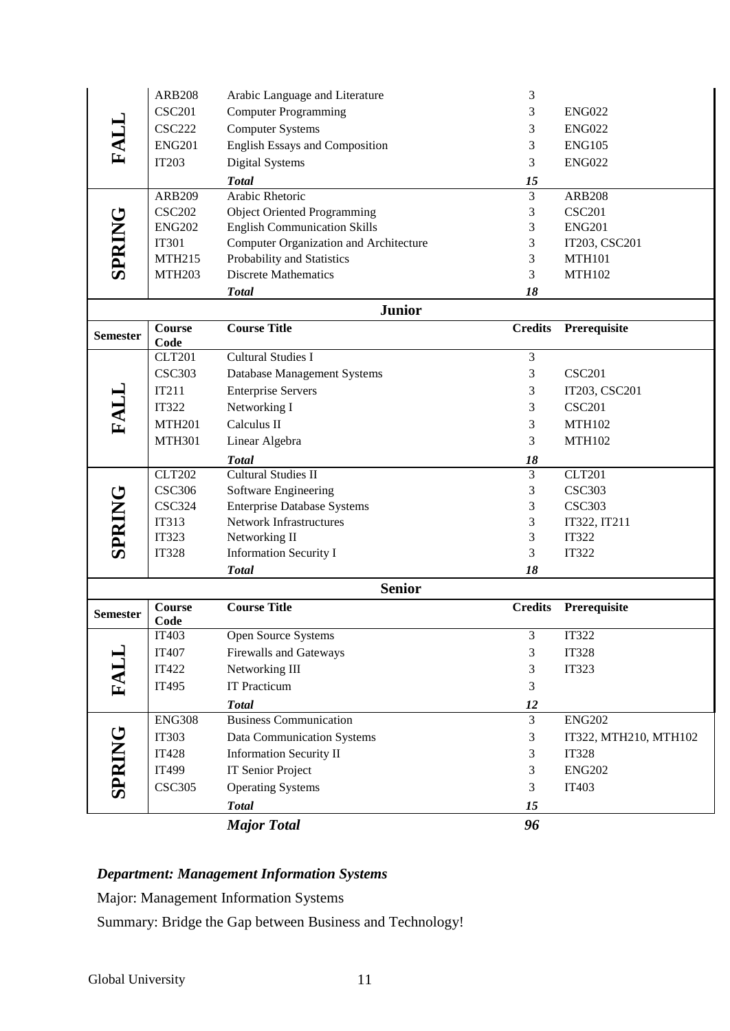| Semester | Course Code | Course Title | Credits | Prerequisite |
|---|---|---|---|---|
| FALL | ARB208 | Arabic Language and Literature | 3 | |
| | CSC201 | Computer Programming | 3 | ENG022 |
| | CSC222 | Computer Systems | 3 | ENG022 |
| | ENG201 | English Essays and Composition | 3 | ENG105 |
| | IT203 | Digital Systems | 3 | ENG022 |
| | | ***Total*** | ***15*** | |
| SPRING | ARB209 | Arabic Rhetoric | 3 | ARB208 |
| | CSC202 | Object Oriented Programming | 3 | CSC201 |
| | ENG202 | English Communication Skills | 3 | ENG201 |
| | IT301 | Computer Organization and Architecture | 3 | IT203, CSC201 |
| | MTH215 | Probability and Statistics | 3 | MTH101 |
| | MTH203 | Discrete Mathematics | 3 | MTH102 |
| | | ***Total*** | ***18*** | |

**Junior**

| Semester | Course Code | Course Title | Credits | Prerequisite |
|---|---|---|---|---|
| FALL | CLT201 | Cultural Studies I | 3 | |
| | CSC303 | Database Management Systems | 3 | CSC201 |
| | IT211 | Enterprise Servers | 3 | IT203, CSC201 |
| | IT322 | Networking I | 3 | CSC201 |
| | MTH201 | Calculus II | 3 | MTH102 |
| | MTH301 | Linear Algebra | 3 | MTH102 |
| | | ***Total*** | ***18*** | |
| SPRING | CLT202 | Cultural Studies II | 3 | CLT201 |
| | CSC306 | Software Engineering | 3 | CSC303 |
| | CSC324 | Enterprise Database Systems | 3 | CSC303 |
| | IT313 | Network Infrastructures | 3 | IT322, IT211 |
| | IT323 | Networking II | 3 | IT322 |
| | IT328 | Information Security I | 3 | IT322 |
| | | ***Total*** | ***18*** | |

**Senior**

| Semester | Course Code | Course Title | Credits | Prerequisite |
|---|---|---|---|---|
| FALL | IT403 | Open Source Systems | 3 | IT322 |
| | IT407 | Firewalls and Gateways | 3 | IT328 |
| | IT422 | Networking III | 3 | IT323 |
| | IT495 | IT Practicum | 3 | |
| | | ***Total*** | ***12*** | |
| SPRING | ENG308 | Business Communication | 3 | ENG202 |
| | IT303 | Data Communication Systems | 3 | IT322, MTH210, MTH102 |
| | IT428 | Information Security II | 3 | IT328 |
| | IT499 | IT Senior Project | 3 | ENG202 |
| | CSC305 | Operating Systems | 3 | IT403 |
| | | ***Total*** | ***15*** | |
| | | ***Major Total*** | ***96*** | |

***Department: Management Information Systems***

Major: Management Information Systems

Summary: Bridge the Gap between Business and Technology!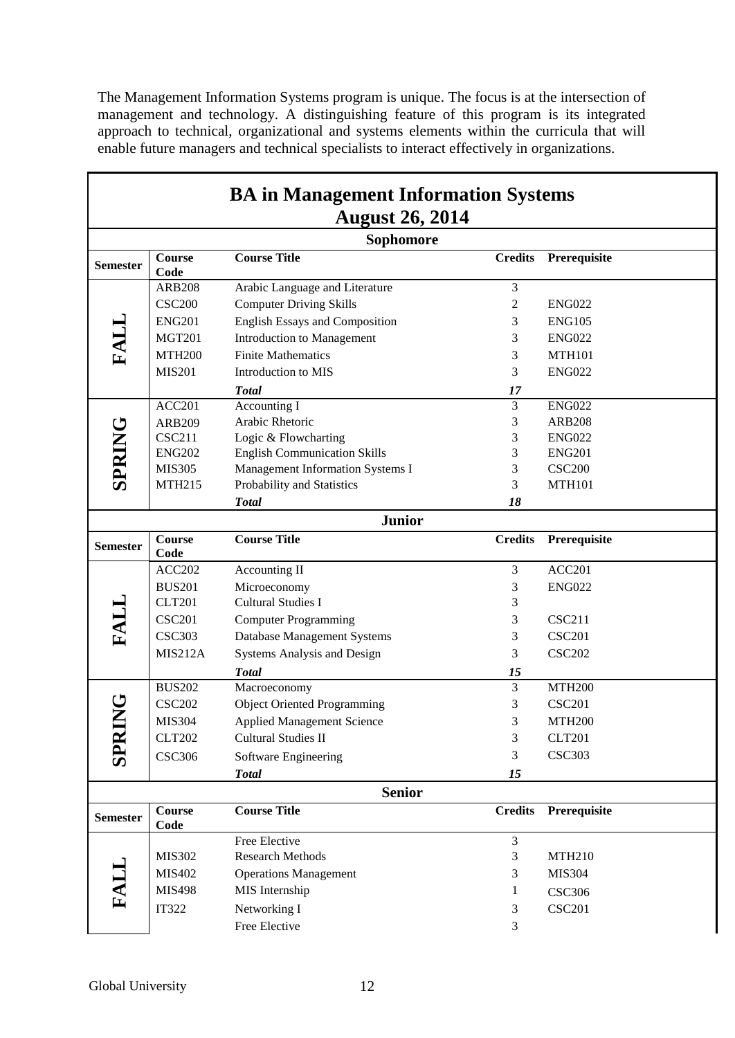The Management Information Systems program is unique. The focus is at the intersection of management and technology. A distinguishing feature of this program is its integrated approach to technical, organizational and systems elements within the curricula that will enable future managers and technical specialists to interact effectively in organizations.

## BA in Management Information Systems
## August 26, 2014

### Sophomore

| Semester | Course Code | Course Title | Credits | Prerequisite |
|---|---|---|---|---|
| FALL | ARB208 | Arabic Language and Literature | 3 | |
| | CSC200 | Computer Driving Skills | 2 | ENG022 |
| | ENG201 | English Essays and Composition | 3 | ENG105 |
| | MGT201 | Introduction to Management | 3 | ENG022 |
| | MTH200 | Finite Mathematics | 3 | MTH101 |
| | MIS201 | Introduction to MIS | 3 | ENG022 |
| | | ***Total*** | ***17*** | |
| SPRING | ACC201 | Accounting I | 3 | ENG022 |
| | ARB209 | Arabic Rhetoric | 3 | ARB208 |
| | CSC211 | Logic & Flowcharting | 3 | ENG022 |
| | ENG202 | English Communication Skills | 3 | ENG201 |
| | MIS305 | Management Information Systems I | 3 | CSC200 |
| | MTH215 | Probability and Statistics | 3 | MTH101 |
| | | ***Total*** | ***18*** | |

### Junior

| Semester | Course Code | Course Title | Credits | Prerequisite |
|---|---|---|---|---|
| FALL | ACC202 | Accounting II | 3 | ACC201 |
| | BUS201 | Microeconomy | 3 | ENG022 |
| | CLT201 | Cultural Studies I | 3 | |
| | CSC201 | Computer Programming | 3 | CSC211 |
| | CSC303 | Database Management Systems | 3 | CSC201 |
| | MIS212A | Systems Analysis and Design | 3 | CSC202 |
| | | ***Total*** | ***15*** | |
| SPRING | BUS202 | Macroeconomy | 3 | MTH200 |
| | CSC202 | Object Oriented Programming | 3 | CSC201 |
| | MIS304 | Applied Management Science | 3 | MTH200 |
| | CLT202 | Cultural Studies II | 3 | CLT201 |
| | CSC306 | Software Engineering | 3 | CSC303 |
| | | ***Total*** | ***15*** | |

### Senior

| Semester | Course Code | Course Title | Credits | Prerequisite |
|---|---|---|---|---|
| FALL | | Free Elective | 3 | |
| | MIS302 | Research Methods | 3 | MTH210 |
| | MIS402 | Operations Management | 3 | MIS304 |
| | MIS498 | MIS Internship | 1 | CSC306 |
| | IT322 | Networking I | 3 | CSC201 |
| | | Free Elective | 3 | |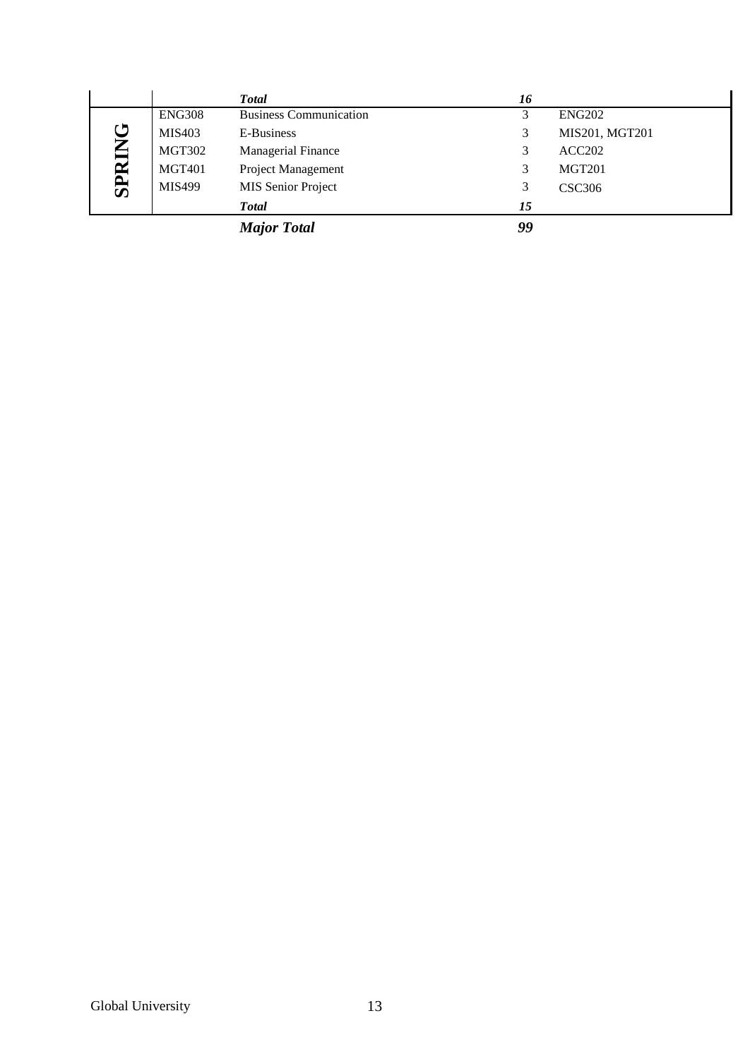| | | | | |
|---|---|---|---|---|
| | | ***Total*** | ***16*** | |
| **SPRING** | ENG308 | Business Communication | 3 | ENG202 |
| | MIS403 | E-Business | 3 | MIS201, MGT201 |
| | MGT302 | Managerial Finance | 3 | ACC202 |
| | MGT401 | Project Management | 3 | MGT201 |
| | MIS499 | MIS Senior Project | 3 | CSC306 |
| | | ***Total*** | ***15*** | |
| | | ***Major Total*** | ***99*** | |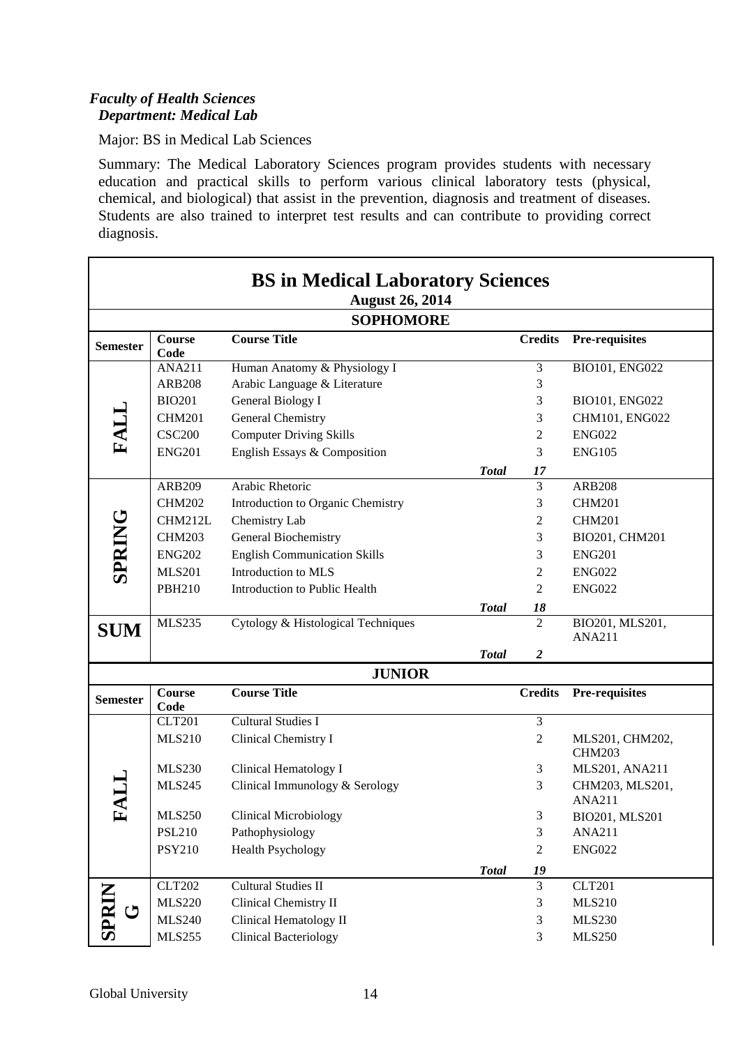*Faculty of Health Sciences*
*Department: Medical Lab*

Major: BS in Medical Lab Sciences

Summary: The Medical Laboratory Sciences program provides students with necessary education and practical skills to perform various clinical laboratory tests (physical, chemical, and biological) that assist in the prevention, diagnosis and treatment of diseases. Students are also trained to interpret test results and can contribute to providing correct diagnosis.

## BS in Medical Laboratory Sciences

**August 26, 2014**

### SOPHOMORE

| Semester | Course Code | Course Title | | Credits | Pre-requisites |
|---|---|---|---|---|---|
| FALL | ANA211 | Human Anatomy & Physiology I | | 3 | BIO101, ENG022 |
| | ARB208 | Arabic Language & Literature | | 3 | |
| | BIO201 | General Biology I | | 3 | BIO101, ENG022 |
| | CHM201 | General Chemistry | | 3 | CHM101, ENG022 |
| | CSC200 | Computer Driving Skills | | 2 | ENG022 |
| | ENG201 | English Essays & Composition | | 3 | ENG105 |
| | | | ***Total*** | ***17*** | |
| SPRING | ARB209 | Arabic Rhetoric | | 3 | ARB208 |
| | CHM202 | Introduction to Organic Chemistry | | 3 | CHM201 |
| | CHM212L | Chemistry Lab | | 2 | CHM201 |
| | CHM203 | General Biochemistry | | 3 | BIO201, CHM201 |
| | ENG202 | English Communication Skills | | 3 | ENG201 |
| | MLS201 | Introduction to MLS | | 2 | ENG022 |
| | PBH210 | Introduction to Public Health | | 2 | ENG022 |
| | | | ***Total*** | ***18*** | |
| SUM | MLS235 | Cytology & Histological Techniques | | 2 | BIO201, MLS201, ANA211 |
| | | | ***Total*** | ***2*** | |

### JUNIOR

| Semester | Course Code | Course Title | | Credits | Pre-requisites |
|---|---|---|---|---|---|
| FALL | CLT201 | Cultural Studies I | | 3 | |
| | MLS210 | Clinical Chemistry I | | 2 | MLS201, CHM202, CHM203 |
| | MLS230 | Clinical Hematology I | | 3 | MLS201, ANA211 |
| | MLS245 | Clinical Immunology & Serology | | 3 | CHM203, MLS201, ANA211 |
| | MLS250 | Clinical Microbiology | | 3 | BIO201, MLS201 |
| | PSL210 | Pathophysiology | | 3 | ANA211 |
| | PSY210 | Health Psychology | | 2 | ENG022 |
| | | | ***Total*** | ***19*** | |
| SPRING | CLT202 | Cultural Studies II | | 3 | CLT201 |
| | MLS220 | Clinical Chemistry II | | 3 | MLS210 |
| | MLS240 | Clinical Hematology II | | 3 | MLS230 |
| | MLS255 | Clinical Bacteriology | | 3 | MLS250 |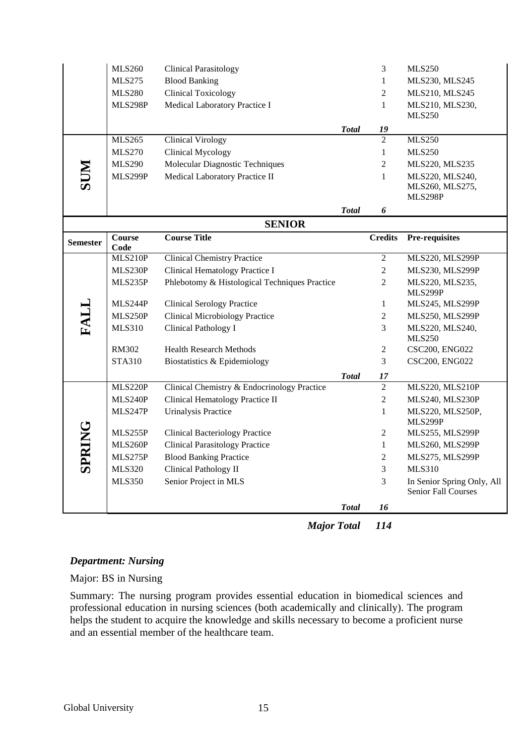| Semester | Course Code | Course Title | Credits | Pre-requisites |
|---|---|---|---|---|
| | MLS260 | Clinical Parasitology | 3 | MLS250 |
| | MLS275 | Blood Banking | 1 | MLS230, MLS245 |
| | MLS280 | Clinical Toxicology | 2 | MLS210, MLS245 |
| | MLS298P | Medical Laboratory Practice I | 1 | MLS210, MLS230, MLS250 |
| | | ***Total*** | ***19*** | |
| SUM | MLS265 | Clinical Virology | 2 | MLS250 |
| | MLS270 | Clinical Mycology | 1 | MLS250 |
| | MLS290 | Molecular Diagnostic Techniques | 2 | MLS220, MLS235 |
| | MLS299P | Medical Laboratory Practice II | 1 | MLS220, MLS240, MLS260, MLS275, MLS298P |
| | | ***Total*** | ***6*** | |

**SENIOR**

| Semester | Course Code | Course Title | Credits | Pre-requisites |
|---|---|---|---|---|
| FALL | MLS210P | Clinical Chemistry Practice | 2 | MLS220, MLS299P |
| | MLS230P | Clinical Hematology Practice I | 2 | MLS230, MLS299P |
| | MLS235P | Phlebotomy & Histological Techniques Practice | 2 | MLS220, MLS235, MLS299P |
| | MLS244P | Clinical Serology Practice | 1 | MLS245, MLS299P |
| | MLS250P | Clinical Microbiology Practice | 2 | MLS250, MLS299P |
| | MLS310 | Clinical Pathology I | 3 | MLS220, MLS240, MLS250 |
| | RM302 | Health Research Methods | 2 | CSC200, ENG022 |
| | STA310 | Biostatistics & Epidemiology | 3 | CSC200, ENG022 |
| | | ***Total*** | ***17*** | |
| SPRING | MLS220P | Clinical Chemistry & Endocrinology Practice | 2 | MLS220, MLS210P |
| | MLS240P | Clinical Hematology Practice II | 2 | MLS240, MLS230P |
| | MLS247P | Urinalysis Practice | 1 | MLS220, MLS250P, MLS299P |
| | MLS255P | Clinical Bacteriology Practice | 2 | MLS255, MLS299P |
| | MLS260P | Clinical Parasitology Practice | 1 | MLS260, MLS299P |
| | MLS275P | Blood Banking Practice | 2 | MLS275, MLS299P |
| | MLS320 | Clinical Pathology II | 3 | MLS310 |
| | MLS350 | Senior Project in MLS | 3 | In Senior Spring Only, All Senior Fall Courses |
| | | ***Total*** | ***16*** | |

***Major Total 114***

### *Department: Nursing*

Major: BS in Nursing

Summary: The nursing program provides essential education in biomedical sciences and professional education in nursing sciences (both academically and clinically). The program helps the student to acquire the knowledge and skills necessary to become a proficient nurse and an essential member of the healthcare team.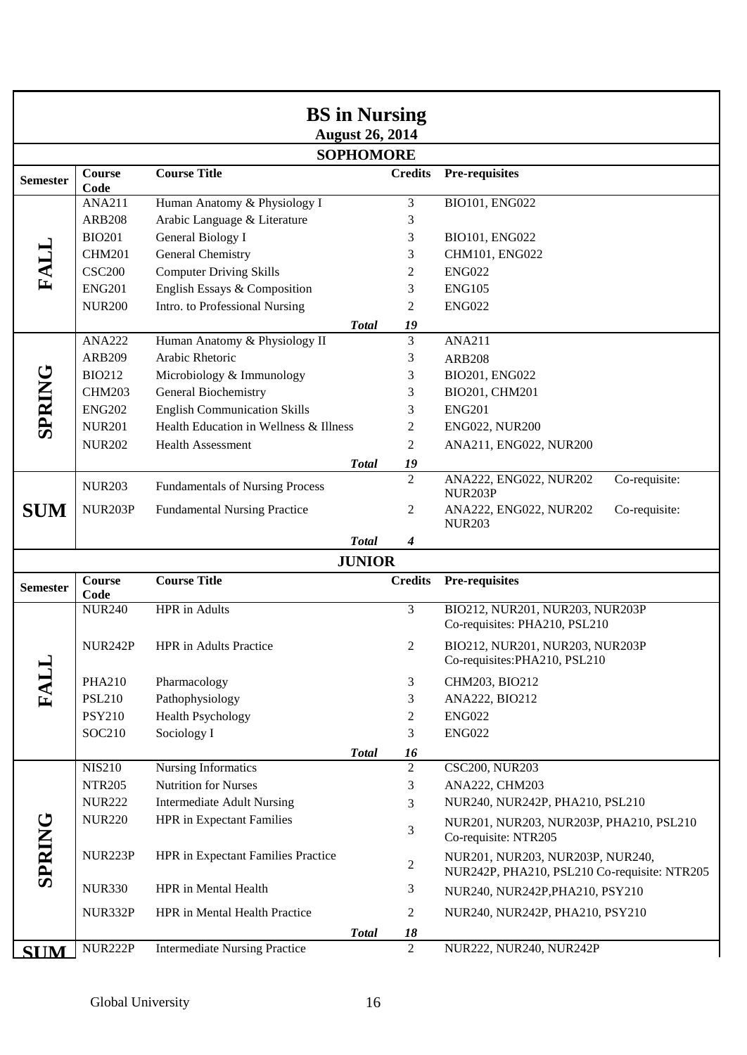# BS in Nursing

**August 26, 2014**

## SOPHOMORE

| Semester | Course Code | Course Title | Credits | Pre-requisites |
|---|---|---|---|---|
| FALL | ANA211 | Human Anatomy & Physiology I | 3 | BIO101, ENG022 |
| | ARB208 | Arabic Language & Literature | 3 | |
| | BIO201 | General Biology I | 3 | BIO101, ENG022 |
| | CHM201 | General Chemistry | 3 | CHM101, ENG022 |
| | CSC200 | Computer Driving Skills | 2 | ENG022 |
| | ENG201 | English Essays & Composition | 3 | ENG105 |
| | NUR200 | Intro. to Professional Nursing | 2 | ENG022 |
| | | ***Total*** | ***19*** | |
| SPRING | ANA222 | Human Anatomy & Physiology II | 3 | ANA211 |
| | ARB209 | Arabic Rhetoric | 3 | ARB208 |
| | BIO212 | Microbiology & Immunology | 3 | BIO201, ENG022 |
| | CHM203 | General Biochemistry | 3 | BIO201, CHM201 |
| | ENG202 | English Communication Skills | 3 | ENG201 |
| | NUR201 | Health Education in Wellness & Illness | 2 | ENG022, NUR200 |
| | NUR202 | Health Assessment | 2 | ANA211, ENG022, NUR200 |
| | | ***Total*** | ***19*** | |
| SUM | NUR203 | Fundamentals of Nursing Process | 2 | ANA222, ENG022, NUR202 Co-requisite: NUR203P |
| | NUR203P | Fundamental Nursing Practice | 2 | ANA222, ENG022, NUR202 Co-requisite: NUR203 |
| | | ***Total*** | ***4*** | |

## JUNIOR

| Semester | Course Code | Course Title | Credits | Pre-requisites |
|---|---|---|---|---|
| FALL | NUR240 | HPR in Adults | 3 | BIO212, NUR201, NUR203, NUR203P Co-requisites: PHA210, PSL210 |
| | NUR242P | HPR in Adults Practice | 2 | BIO212, NUR201, NUR203, NUR203P Co-requisites:PHA210, PSL210 |
| | PHA210 | Pharmacology | 3 | CHM203, BIO212 |
| | PSL210 | Pathophysiology | 3 | ANA222, BIO212 |
| | PSY210 | Health Psychology | 2 | ENG022 |
| | SOC210 | Sociology I | 3 | ENG022 |
| | | ***Total*** | ***16*** | |
| SPRING | NIS210 | Nursing Informatics | 2 | CSC200, NUR203 |
| | NTR205 | Nutrition for Nurses | 3 | ANA222, CHM203 |
| | NUR222 | Intermediate Adult Nursing | 3 | NUR240, NUR242P, PHA210, PSL210 |
| | NUR220 | HPR in Expectant Families | 3 | NUR201, NUR203, NUR203P, PHA210, PSL210 Co-requisite: NTR205 |
| | NUR223P | HPR in Expectant Families Practice | 2 | NUR201, NUR203, NUR203P, NUR240, NUR242P, PHA210, PSL210 Co-requisite: NTR205 |
| | NUR330 | HPR in Mental Health | 3 | NUR240, NUR242P,PHA210, PSY210 |
| | NUR332P | HPR in Mental Health Practice | 2 | NUR240, NUR242P, PHA210, PSY210 |
| | | ***Total*** | ***18*** | |
| SUM | NUR222P | Intermediate Nursing Practice | 2 | NUR222, NUR240, NUR242P |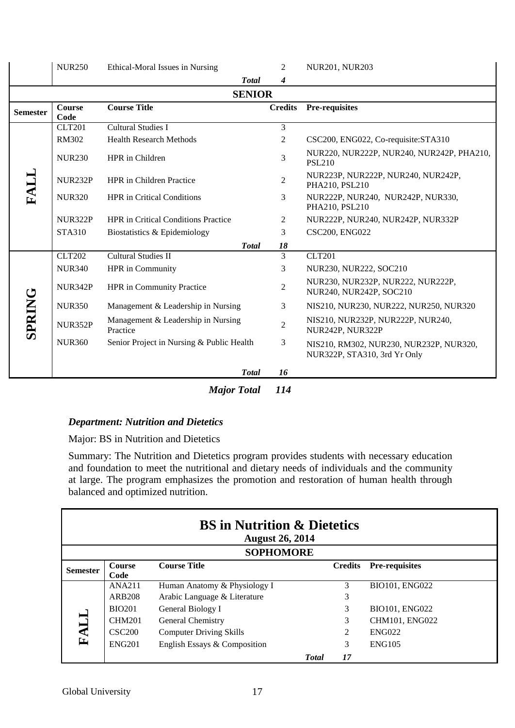| Semester | Course Code | Course Title | Credits | Pre-requisites |
|---|---|---|---|---|
| | NUR250 | Ethical-Moral Issues in Nursing | 2 | NUR201, NUR203 |
| | | ***Total*** | ***4*** | |
| **SENIOR** | | | | |
| **Semester** | **Course Code** | **Course Title** | **Credits** | **Pre-requisites** |
| **FALL** | CLT201 | Cultural Studies I | 3 | |
| | RM302 | Health Research Methods | 2 | CSC200, ENG022, Co-requisite:STA310 |
| | NUR230 | HPR in Children | 3 | NUR220, NUR222P, NUR240, NUR242P, PHA210, PSL210 |
| | NUR232P | HPR in Children Practice | 2 | NUR223P, NUR222P, NUR240, NUR242P, PHA210, PSL210 |
| | NUR320 | HPR in Critical Conditions | 3 | NUR222P, NUR240, NUR242P, NUR330, PHA210, PSL210 |
| | NUR322P | HPR in Critical Conditions Practice | 2 | NUR222P, NUR240, NUR242P, NUR332P |
| | STA310 | Biostatistics & Epidemiology | 3 | CSC200, ENG022 |
| | | ***Total*** | ***18*** | |
| **SPRING** | CLT202 | Cultural Studies II | 3 | CLT201 |
| | NUR340 | HPR in Community | 3 | NUR230, NUR222, SOC210 |
| | NUR342P | HPR in Community Practice | 2 | NUR230, NUR232P, NUR222, NUR222P, NUR240, NUR242P, SOC210 |
| | NUR350 | Management & Leadership in Nursing | 3 | NIS210, NUR230, NUR222, NUR250, NUR320 |
| | NUR352P | Management & Leadership in Nursing Practice | 2 | NIS210, NUR232P, NUR222P, NUR240, NUR242P, NUR322P |
| | NUR360 | Senior Project in Nursing & Public Health | 3 | NIS210, RM302, NUR230, NUR232P, NUR320, NUR322P, STA310, 3rd Yr Only |
| | | ***Total*** | ***16*** | |

***Major Total 114***

***Department: Nutrition and Dietetics***

Major: BS in Nutrition and Dietetics

Summary: The Nutrition and Dietetics program provides students with necessary education and foundation to meet the nutritional and dietary needs of individuals and the community at large. The program emphasizes the promotion and restoration of human health through balanced and optimized nutrition.

## BS in Nutrition & Dietetics

**August 26, 2014**

| Semester | Course Code | Course Title | Credits | Pre-requisites |
|---|---|---|---|---|
| **SOPHOMORE** | | | | |
| **FALL** | ANA211 | Human Anatomy & Physiology I | 3 | BIO101, ENG022 |
| | ARB208 | Arabic Language & Literature | 3 | |
| | BIO201 | General Biology I | 3 | BIO101, ENG022 |
| | CHM201 | General Chemistry | 3 | CHM101, ENG022 |
| | CSC200 | Computer Driving Skills | 2 | ENG022 |
| | ENG201 | English Essays & Composition | 3 | ENG105 |
| | | ***Total*** | ***17*** | |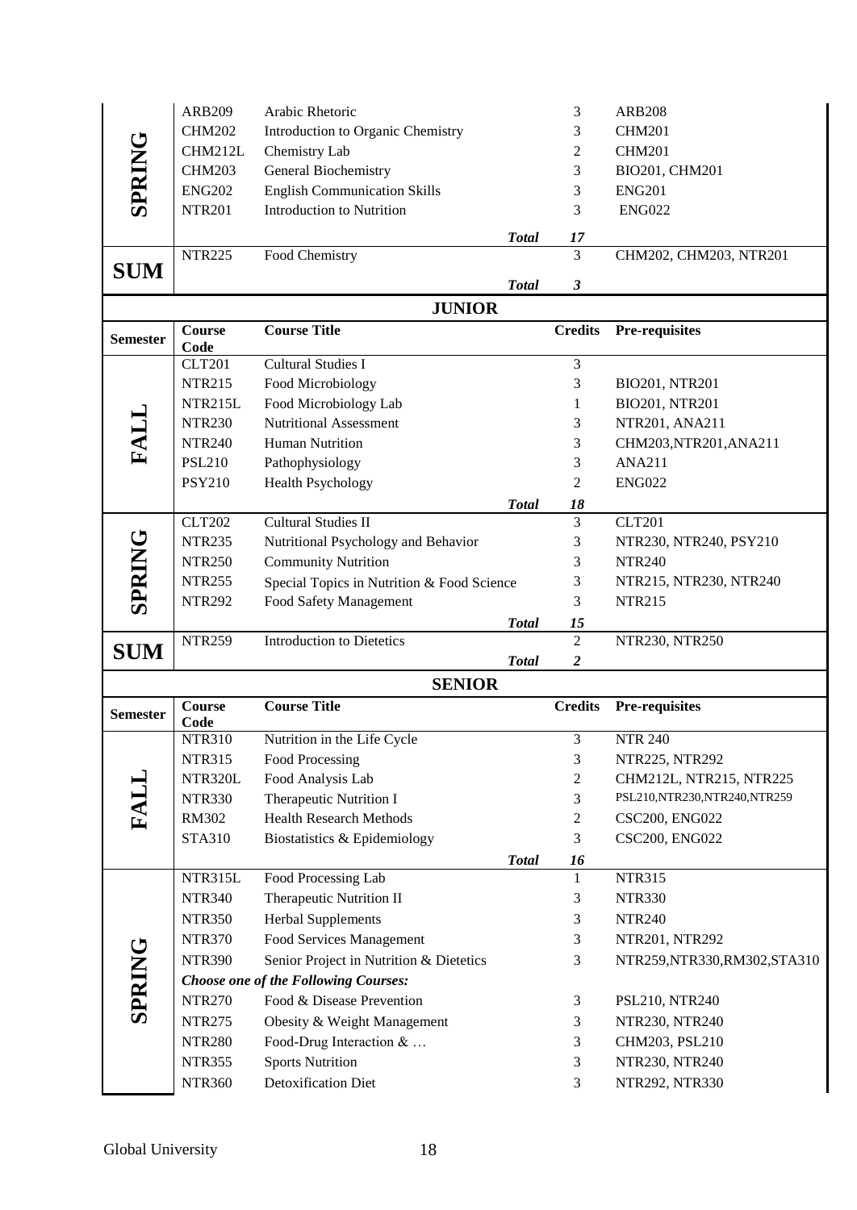| Semester | Course Code | Course Title | Credits | Pre-requisites |
|---|---|---|---|---|
| **SPRING** | ARB209 | Arabic Rhetoric | 3 | ARB208 |
| | CHM202 | Introduction to Organic Chemistry | 3 | CHM201 |
| | CHM212L | Chemistry Lab | 2 | CHM201 |
| | CHM203 | General Biochemistry | 3 | BIO201, CHM201 |
| | ENG202 | English Communication Skills | 3 | ENG201 |
| | NTR201 | Introduction to Nutrition | 3 | ENG022 |
| | | ***Total*** | ***17*** | |
| **SUM** | NTR225 | Food Chemistry | 3 | CHM202, CHM203, NTR201 |
| | | ***Total*** | ***3*** | |

## JUNIOR

| Semester | Course Code | Course Title | Credits | Pre-requisites |
|---|---|---|---|---|
| **FALL** | CLT201 | Cultural Studies I | 3 | |
| | NTR215 | Food Microbiology | 3 | BIO201, NTR201 |
| | NTR215L | Food Microbiology Lab | 1 | BIO201, NTR201 |
| | NTR230 | Nutritional Assessment | 3 | NTR201, ANA211 |
| | NTR240 | Human Nutrition | 3 | CHM203,NTR201,ANA211 |
| | PSL210 | Pathophysiology | 3 | ANA211 |
| | PSY210 | Health Psychology | 2 | ENG022 |
| | | ***Total*** | ***18*** | |
| **SPRING** | CLT202 | Cultural Studies II | 3 | CLT201 |
| | NTR235 | Nutritional Psychology and Behavior | 3 | NTR230, NTR240, PSY210 |
| | NTR250 | Community Nutrition | 3 | NTR240 |
| | NTR255 | Special Topics in Nutrition & Food Science | 3 | NTR215, NTR230, NTR240 |
| | NTR292 | Food Safety Management | 3 | NTR215 |
| | | ***Total*** | ***15*** | |
| **SUM** | NTR259 | Introduction to Dietetics | 2 | NTR230, NTR250 |
| | | ***Total*** | ***2*** | |

## SENIOR

| Semester | Course Code | Course Title | Credits | Pre-requisites |
|---|---|---|---|---|
| **FALL** | NTR310 | Nutrition in the Life Cycle | 3 | NTR 240 |
| | NTR315 | Food Processing | 3 | NTR225, NTR292 |
| | NTR320L | Food Analysis Lab | 2 | CHM212L, NTR215, NTR225 |
| | NTR330 | Therapeutic Nutrition I | 3 | PSL210,NTR230,NTR240,NTR259 |
| | RM302 | Health Research Methods | 2 | CSC200, ENG022 |
| | STA310 | Biostatistics & Epidemiology | 3 | CSC200, ENG022 |
| | | ***Total*** | ***16*** | |
| **SPRING** | NTR315L | Food Processing Lab | 1 | NTR315 |
| | NTR340 | Therapeutic Nutrition II | 3 | NTR330 |
| | NTR350 | Herbal Supplements | 3 | NTR240 |
| | NTR370 | Food Services Management | 3 | NTR201, NTR292 |
| | NTR390 | Senior Project in Nutrition & Dietetics | 3 | NTR259,NTR330,RM302,STA310 |
| | | ***Choose one of the Following Courses:*** | | |
| | NTR270 | Food & Disease Prevention | 3 | PSL210, NTR240 |
| | NTR275 | Obesity & Weight Management | 3 | NTR230, NTR240 |
| | NTR280 | Food-Drug Interaction & … | 3 | CHM203, PSL210 |
| | NTR355 | Sports Nutrition | 3 | NTR230, NTR240 |
| | NTR360 | Detoxification Diet | 3 | NTR292, NTR330 |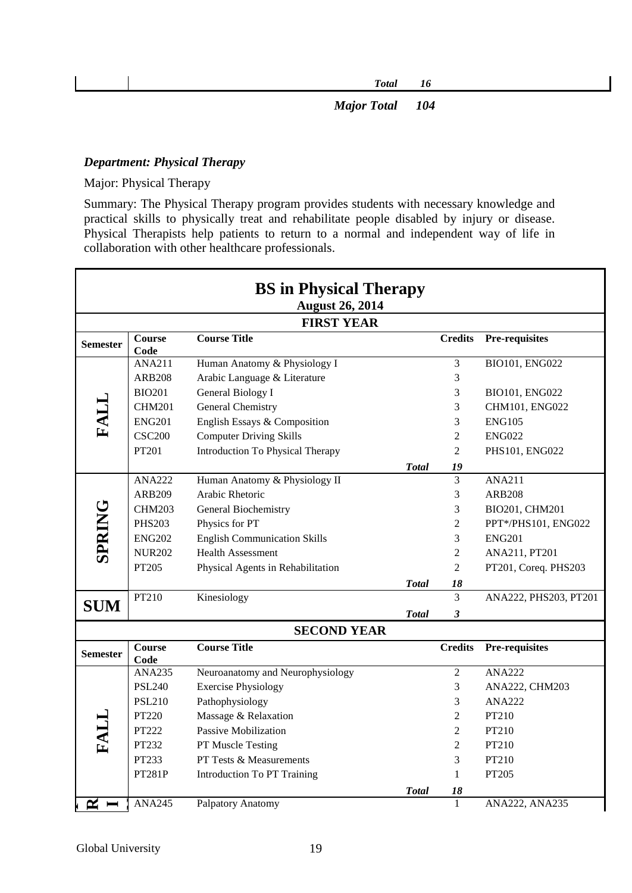| | | Total | 16 | |
|---|---|---|---|---|

***Major Total 104***

***Department: Physical Therapy***

Major: Physical Therapy

Summary: The Physical Therapy program provides students with necessary knowledge and practical skills to physically treat and rehabilitate people disabled by injury or disease. Physical Therapists help patients to return to a normal and independent way of life in collaboration with other healthcare professionals.

## BS in Physical Therapy

**August 26, 2014**

**FIRST YEAR**

| Semester | Course Code | Course Title | Credits | Pre-requisites |
|---|---|---|---|---|
| FALL | ANA211 | Human Anatomy & Physiology I | 3 | BIO101, ENG022 |
| | ARB208 | Arabic Language & Literature | 3 | |
| | BIO201 | General Biology I | 3 | BIO101, ENG022 |
| | CHM201 | General Chemistry | 3 | CHM101, ENG022 |
| | ENG201 | English Essays & Composition | 3 | ENG105 |
| | CSC200 | Computer Driving Skills | 2 | ENG022 |
| | PT201 | Introduction To Physical Therapy | 2 | PHS101, ENG022 |
| | | ***Total*** | ***19*** | |
| SPRING | ANA222 | Human Anatomy & Physiology II | 3 | ANA211 |
| | ARB209 | Arabic Rhetoric | 3 | ARB208 |
| | CHM203 | General Biochemistry | 3 | BIO201, CHM201 |
| | PHS203 | Physics for PT | 2 | PPT*/PHS101, ENG022 |
| | ENG202 | English Communication Skills | 3 | ENG201 |
| | NUR202 | Health Assessment | 2 | ANA211, PT201 |
| | PT205 | Physical Agents in Rehabilitation | 2 | PT201, Coreq. PHS203 |
| | | ***Total*** | ***18*** | |
| SUM | PT210 | Kinesiology | 3 | ANA222, PHS203, PT201 |
| | | ***Total*** | ***3*** | |

**SECOND YEAR**

| Semester | Course Code | Course Title | Credits | Pre-requisites |
|---|---|---|---|---|
| FALL | ANA235 | Neuroanatomy and Neurophysiology | 2 | ANA222 |
| | PSL240 | Exercise Physiology | 3 | ANA222, CHM203 |
| | PSL210 | Pathophysiology | 3 | ANA222 |
| | PT220 | Massage & Relaxation | 2 | PT210 |
| | PT222 | Passive Mobilization | 2 | PT210 |
| | PT232 | PT Muscle Testing | 2 | PT210 |
| | PT233 | PT Tests & Measurements | 3 | PT210 |
| | PT281P | Introduction To PT Training | 1 | PT205 |
| | | ***Total*** | ***18*** | |
| R I | ANA245 | Palpatory Anatomy | 1 | ANA222, ANA235 |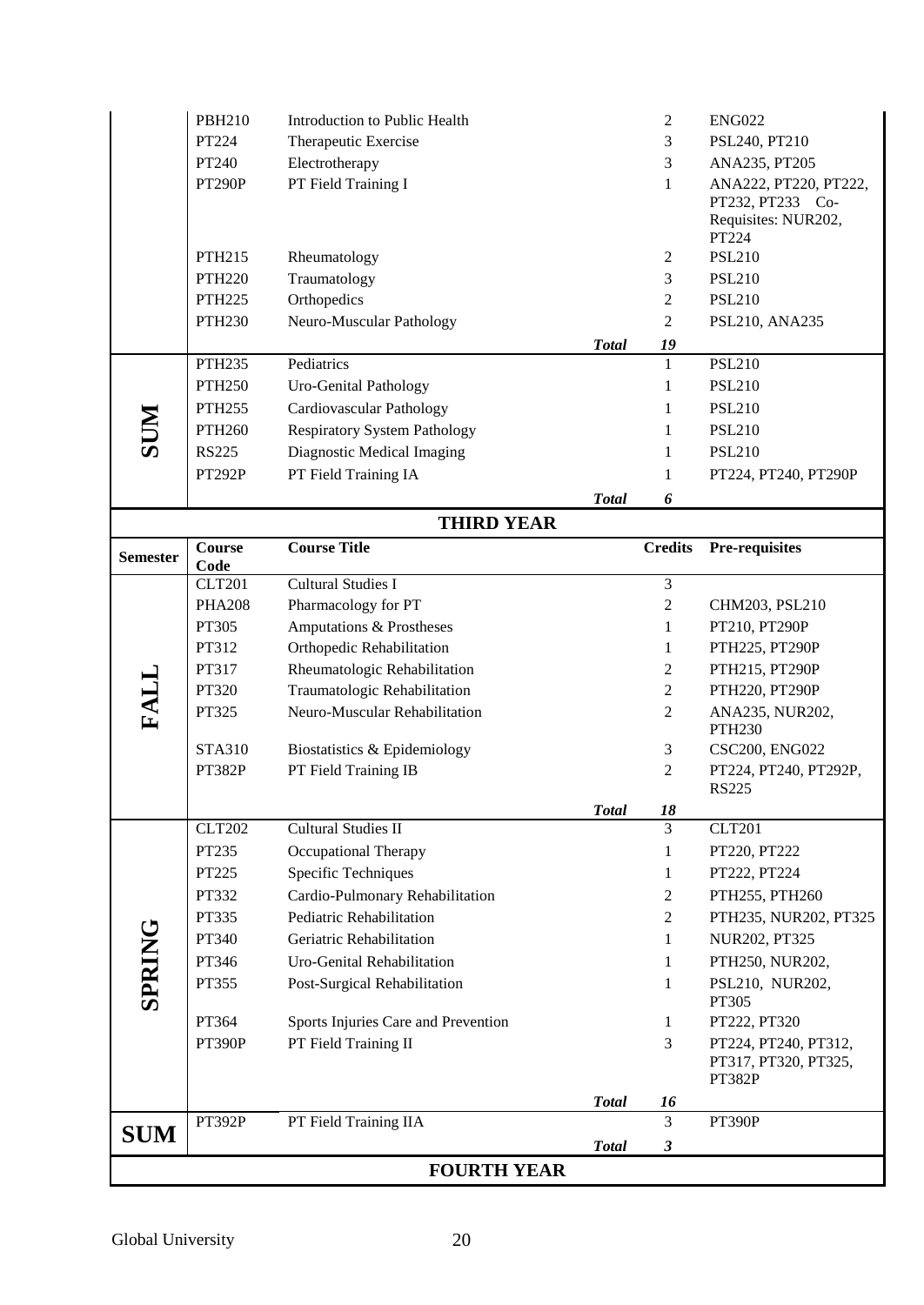| Semester | Course Code | Course Title | | Credits | Pre-requisites |
|---|---|---|---|---|---|
| | PBH210 | Introduction to Public Health | | 2 | ENG022 |
| | PT224 | Therapeutic Exercise | | 3 | PSL240, PT210 |
| | PT240 | Electrotherapy | | 3 | ANA235, PT205 |
| | PT290P | PT Field Training I | | 1 | ANA222, PT220, PT222, PT232, PT233 Co-Requisites: NUR202, PT224 |
| | PTH215 | Rheumatology | | 2 | PSL210 |
| | PTH220 | Traumatology | | 3 | PSL210 |
| | PTH225 | Orthopedics | | 2 | PSL210 |
| | PTH230 | Neuro-Muscular Pathology | | 2 | PSL210, ANA235 |
| | | | ***Total*** | ***19*** | |
| SUM | PTH235 | Pediatrics | | 1 | PSL210 |
| | PTH250 | Uro-Genital Pathology | | 1 | PSL210 |
| | PTH255 | Cardiovascular Pathology | | 1 | PSL210 |
| | PTH260 | Respiratory System Pathology | | 1 | PSL210 |
| | RS225 | Diagnostic Medical Imaging | | 1 | PSL210 |
| | PT292P | PT Field Training IA | | 1 | PT224, PT240, PT290P |
| | | | ***Total*** | ***6*** | |

## THIRD YEAR

| Semester | Course Code | Course Title | | Credits | Pre-requisites |
|---|---|---|---|---|---|
| FALL | CLT201 | Cultural Studies I | | 3 | |
| | PHA208 | Pharmacology for PT | | 2 | CHM203, PSL210 |
| | PT305 | Amputations & Prostheses | | 1 | PT210, PT290P |
| | PT312 | Orthopedic Rehabilitation | | 1 | PTH225, PT290P |
| | PT317 | Rheumatologic Rehabilitation | | 2 | PTH215, PT290P |
| | PT320 | Traumatologic Rehabilitation | | 2 | PTH220, PT290P |
| | PT325 | Neuro-Muscular Rehabilitation | | 2 | ANA235, NUR202, PTH230 |
| | STA310 | Biostatistics & Epidemiology | | 3 | CSC200, ENG022 |
| | PT382P | PT Field Training IB | | 2 | PT224, PT240, PT292P, RS225 |
| | | | ***Total*** | ***18*** | |
| SPRING | CLT202 | Cultural Studies II | | 3 | CLT201 |
| | PT235 | Occupational Therapy | | 1 | PT220, PT222 |
| | PT225 | Specific Techniques | | 1 | PT222, PT224 |
| | PT332 | Cardio-Pulmonary Rehabilitation | | 2 | PTH255, PTH260 |
| | PT335 | Pediatric Rehabilitation | | 2 | PTH235, NUR202, PT325 |
| | PT340 | Geriatric Rehabilitation | | 1 | NUR202, PT325 |
| | PT346 | Uro-Genital Rehabilitation | | 1 | PTH250, NUR202, |
| | PT355 | Post-Surgical Rehabilitation | | 1 | PSL210, NUR202, PT305 |
| | PT364 | Sports Injuries Care and Prevention | | 1 | PT222, PT320 |
| | PT390P | PT Field Training II | | 3 | PT224, PT240, PT312, PT317, PT320, PT325, PT382P |
| | | | ***Total*** | ***16*** | |
| SUM | PT392P | PT Field Training IIA | | 3 | PT390P |
| | | | ***Total*** | ***3*** | |

## FOURTH YEAR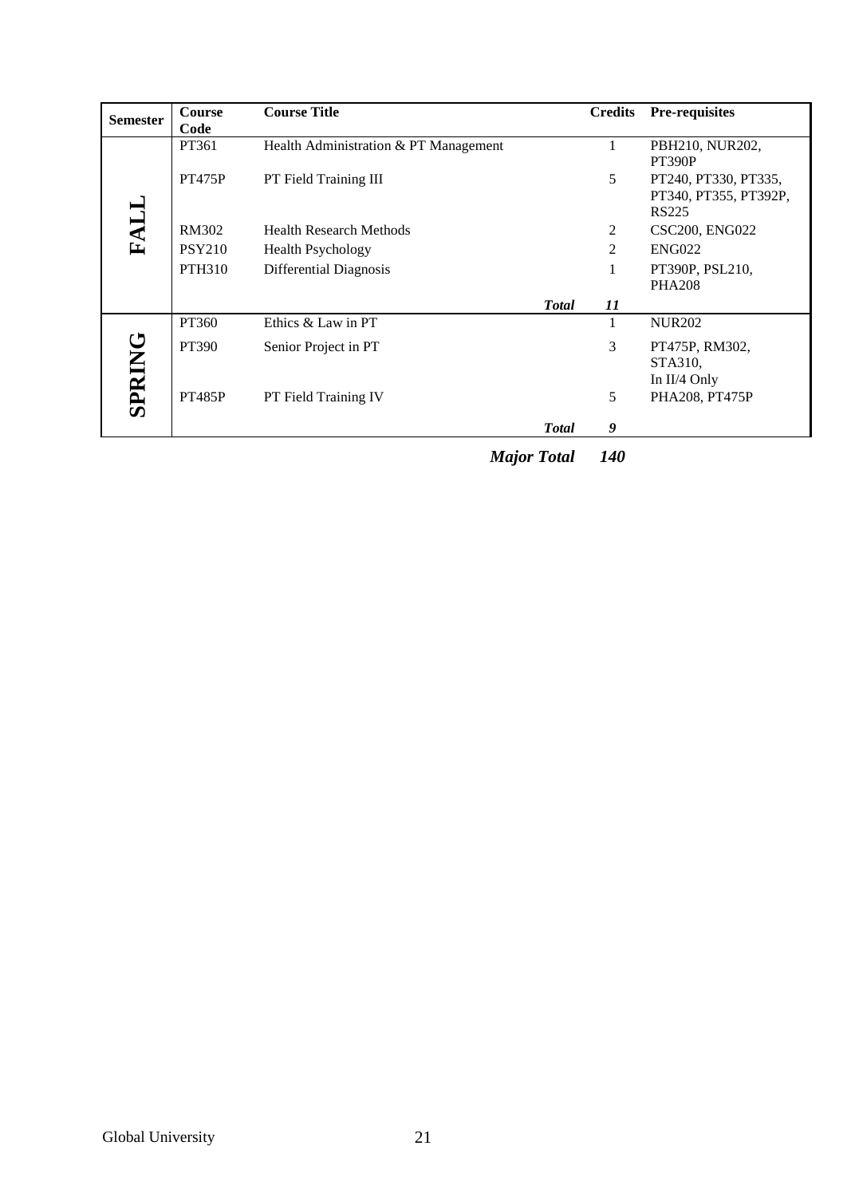| Semester | Course Code | Course Title | Credits | Pre-requisites |
|---|---|---|---|---|
| FALL | PT361 | Health Administration & PT Management | 1 | PBH210, NUR202, PT390P |
| | PT475P | PT Field Training III | 5 | PT240, PT330, PT335, PT340, PT355, PT392P, RS225 |
| | RM302 | Health Research Methods | 2 | CSC200, ENG022 |
| | PSY210 | Health Psychology | 2 | ENG022 |
| | PTH310 | Differential Diagnosis | 1 | PT390P, PSL210, PHA208 |
| | | ***Total*** | ***11*** | |
| SPRING | PT360 | Ethics & Law in PT | 1 | NUR202 |
| | PT390 | Senior Project in PT | 3 | PT475P, RM302, STA310, In II/4 Only |
| | PT485P | PT Field Training IV | 5 | PHA208, PT475P |
| | | ***Total*** | ***9*** | |
| | | ***Major Total*** | ***140*** | |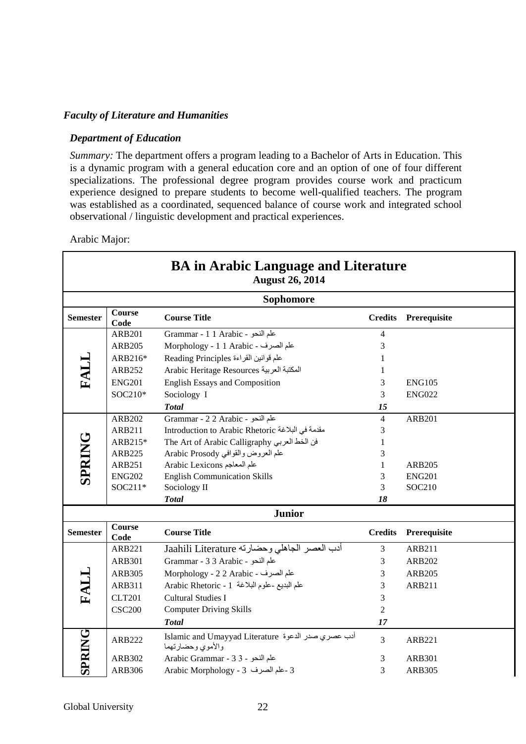*Faculty of Literature and Humanities*

*Department of Education*

*Summary:* The department offers a program leading to a Bachelor of Arts in Education. This is a dynamic program with a general education core and an option of one of four different specializations. The professional degree program provides course work and practicum experience designed to prepare students to become well-qualified teachers. The program was established as a coordinated, sequenced balance of course work and integrated school observational / linguistic development and practical experiences.

Arabic Major:

**BA in Arabic Language and Literature**
**August 26, 2014**

| **Sophomore** | | | | |
|---|---|---|---|---|
| **Semester** | **Course Code** | **Course Title** | **Credits** | **Prerequisite** |
| FALL | ARB201 | Grammar - 1 1 Arabic - علم النحو | 4 | |
| | ARB205 | Morphology - 1 1 Arabic - علم الصرف | 3 | |
| | ARB216* | Reading Principles علم قوانين القراءة | 1 | |
| | ARB252 | Arabic Heritage Resources المكتبة العربية | 1 | |
| | ENG201 | English Essays and Composition | 3 | ENG105 |
| | SOC210* | Sociology I | 3 | ENG022 |
| | | ***Total*** | ***15*** | |
| SPRING | ARB202 | Grammar - 2 2 Arabic - علم النحو | 4 | ARB201 |
| | ARB211 | Introduction to Arabic Rhetoric مقدمة في البلاغة | 3 | |
| | ARB215* | The Art of Arabic Calligraphy فن الخط العربي | 1 | |
| | ARB225 | Arabic Prosody علم العروض والقوافي | 3 | |
| | ARB251 | Arabic Lexicons علم المعاجم | 1 | ARB205 |
| | ENG202 | English Communication Skills | 3 | ENG201 |
| | SOC211* | Sociology II | 3 | SOC210 |
| | | ***Total*** | ***18*** | |
| **Junior** | | | | |
| **Semester** | **Course Code** | **Course Title** | **Credits** | **Prerequisite** |
| FALL | ARB221 | Jaahili Literature أدب العصر الجاهلي وحضارته | 3 | ARB211 |
| | ARB301 | Grammar - 3 3 Arabic - علم النحو | 3 | ARB202 |
| | ARB305 | Morphology - 2 2 Arabic - علم الصرف | 3 | ARB205 |
| | ARB311 | Arabic Rhetoric - 1 علم البديع -علوم البلاغة | 3 | ARB211 |
| | CLT201 | Cultural Studies I | 3 | |
| | CSC200 | Computer Driving Skills | 2 | |
| | | ***Total*** | ***17*** | |
| SPRING | ARB222 | Islamic and Umayyad Literature أدب عصري صدر الدعوة والأموي وحضارتهما | 3 | ARB221 |
| | ARB302 | Arabic Grammar - 3 3 - علم النحو | 3 | ARB301 |
| | ARB306 | Arabic Morphology - 3 علم الصرف- 3 | 3 | ARB305 |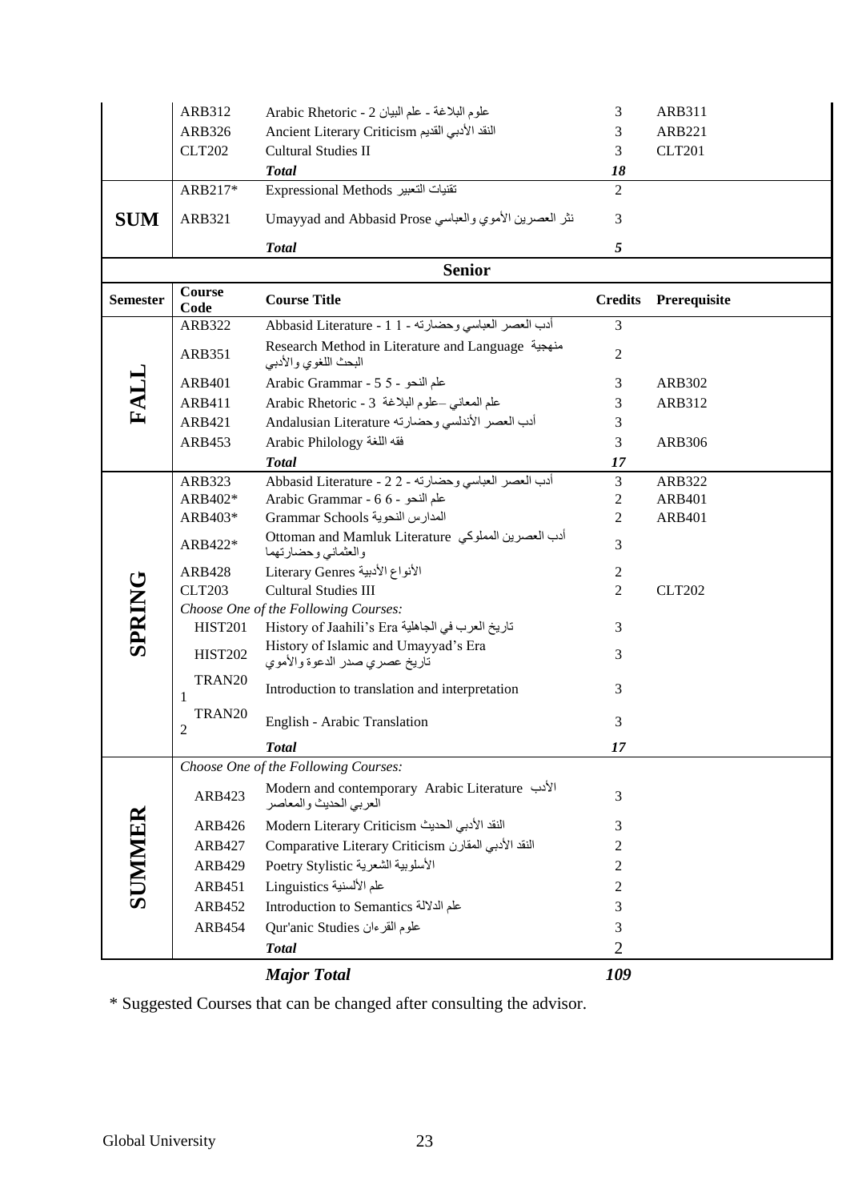| Semester | Course Code | Course Title | Credits | Prerequisite |
|---|---|---|---|---|
| | ARB312 | Arabic Rhetoric - 2 علوم البلاغة - علم البيان | 3 | ARB311 |
| | ARB326 | Ancient Literary Criticism النقد الأدبي القديم | 3 | ARB221 |
| | CLT202 | Cultural Studies II | 3 | CLT201 |
| | | ***Total*** | ***18*** | |
| **SUM** | ARB217* | Expressional Methods تقنيات التعبير | 2 | |
| | ARB321 | Umayyad and Abbasid Prose نثر العصرين الأموي والعباسي | 3 | |
| | | ***Total*** | ***5*** | |

## Senior

| Semester | Course Code | Course Title | Credits | Prerequisite |
|---|---|---|---|---|
| **FALL** | ARB322 | Abbasid Literature - 1 1 - أدب العصر العباسي وحضارته | 3 | |
| | ARB351 | Research Method in Literature and Language منهجية البحث اللغوي والأدبي | 2 | |
| | ARB401 | Arabic Grammar - 5 5 - علم النحو | 3 | ARB302 |
| | ARB411 | Arabic Rhetoric - 3 علم المعاني –علوم البلاغة 3 | 3 | ARB312 |
| | ARB421 | Andalusian Literature أدب العصر الأندلسي وحضارته | 3 | |
| | ARB453 | Arabic Philology فقه اللغة | 3 | ARB306 |
| | | ***Total*** | ***17*** | |
| **SPRING** | ARB323 | Abbasid Literature - 2 2 - أدب العصر العباسي وحضارته | 3 | ARB322 |
| | ARB402* | Arabic Grammar - 6 6 - علم النحو | 2 | ARB401 |
| | ARB403* | Grammar Schools المدارس النحوية | 2 | ARB401 |
| | ARB422* | Ottoman and Mamluk Literature أدب العصرين المملوكي والعثماني وحضارتهما | 3 | |
| | ARB428 | Literary Genres الأنواع الأدبية | 2 | |
| | CLT203 | Cultural Studies III | 2 | CLT202 |
| | | *Choose One of the Following Courses:* | | |
| | HIST201 | History of Jaahili's Era تاريخ العرب في الجاهلية | 3 | |
| | HIST202 | History of Islamic and Umayyad's Era تاريخ عصري صدر الدعوة والأموي | 3 | |
| | TRAN201 | Introduction to translation and interpretation | 3 | |
| | TRAN202 | English - Arabic Translation | 3 | |
| | | ***Total*** | ***17*** | |
| **SUMMER** | | *Choose One of the Following Courses:* | | |
| | ARB423 | Modern and contemporary Arabic Literature الأدب العربي الحديث والمعاصر | 3 | |
| | ARB426 | Modern Literary Criticism النقد الأدبي الحديث | 3 | |
| | ARB427 | Comparative Literary Criticism النقد الأدبي المقارن | 2 | |
| | ARB429 | Poetry Stylistic الأسلوبية الشعرية | 2 | |
| | ARB451 | Linguistics علم الألسنية | 2 | |
| | ARB452 | Introduction to Semantics علم الدلالة | 3 | |
| | ARB454 | Qur'anic Studies علوم القرءان | 3 | |
| | | ***Total*** | 2 | |
| | | ***Major Total*** | ***109*** | |

\* Suggested Courses that can be changed after consulting the advisor.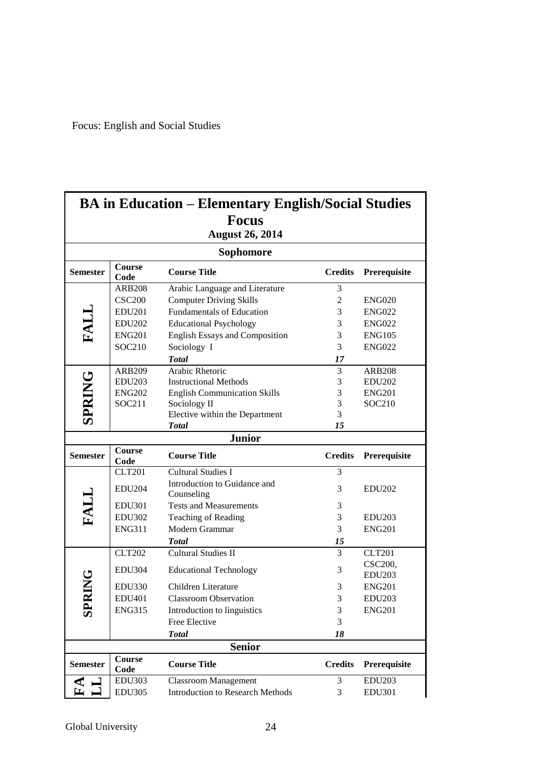Focus: English and Social Studies

| **BA in Education – Elementary English/Social Studies Focus** | | | | |
|---|---|---|---|---|
| **August 26, 2014** | | | | |
| **Sophomore** | | | | |
| **Semester** | **Course Code** | **Course Title** | **Credits** | **Prerequisite** |
| **FALL** | ARB208 | Arabic Language and Literature | 3 | |
| | CSC200 | Computer Driving Skills | 2 | ENG020 |
| | EDU201 | Fundamentals of Education | 3 | ENG022 |
| | EDU202 | Educational Psychology | 3 | ENG022 |
| | ENG201 | English Essays and Composition | 3 | ENG105 |
| | SOC210 | Sociology I | 3 | ENG022 |
| | | ***Total*** | ***17*** | |
| **SPRING** | ARB209 | Arabic Rhetoric | 3 | ARB208 |
| | EDU203 | Instructional Methods | 3 | EDU202 |
| | ENG202 | English Communication Skills | 3 | ENG201 |
| | SOC211 | Sociology II | 3 | SOC210 |
| | | Elective within the Department | 3 | |
| | | ***Total*** | ***15*** | |
| **Junior** | | | | |
| **Semester** | **Course Code** | **Course Title** | **Credits** | **Prerequisite** |
| **FALL** | CLT201 | Cultural Studies I | 3 | |
| | EDU204 | Introduction to Guidance and Counseling | 3 | EDU202 |
| | EDU301 | Tests and Measurements | 3 | |
| | EDU302 | Teaching of Reading | 3 | EDU203 |
| | ENG311 | Modern Grammar | 3 | ENG201 |
| | | ***Total*** | ***15*** | |
| **SPRING** | CLT202 | Cultural Studies II | 3 | CLT201 |
| | EDU304 | Educational Technology | 3 | CSC200, EDU203 |
| | EDU330 | Children Literature | 3 | ENG201 |
| | EDU401 | Classroom Observation | 3 | EDU203 |
| | ENG315 | Introduction to linguistics | 3 | ENG201 |
| | | Free Elective | 3 | |
| | | ***Total*** | ***18*** | |
| **Senior** | | | | |
| **Semester** | **Course Code** | **Course Title** | **Credits** | **Prerequisite** |
| **FALL** | EDU303 | Classroom Management | 3 | EDU203 |
| | EDU305 | Introduction to Research Methods | 3 | EDU301 |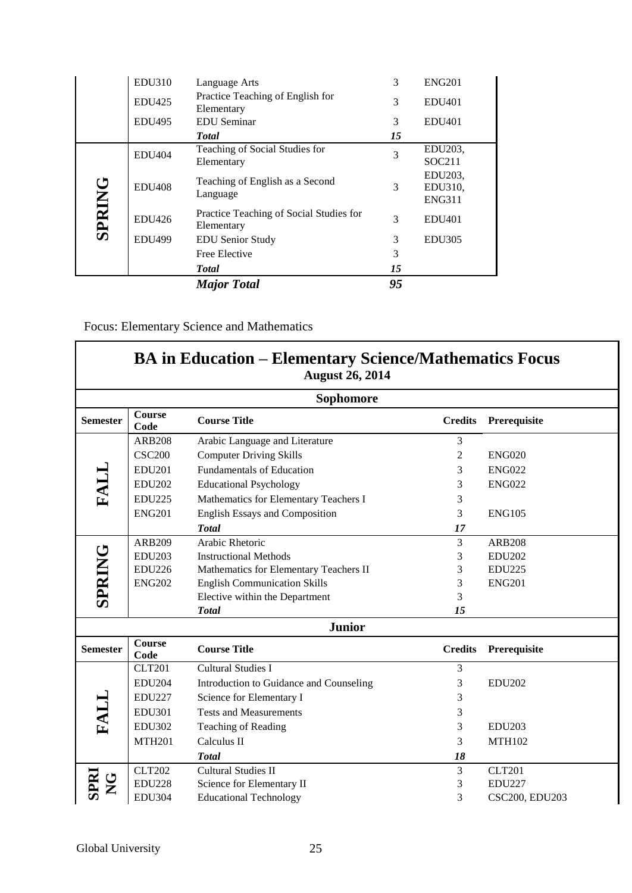| | | | | |
|---|---|---|---|---|
| | EDU310 | Language Arts | 3 | ENG201 |
| | EDU425 | Practice Teaching of English for Elementary | 3 | EDU401 |
| | EDU495 | EDU Seminar | 3 | EDU401 |
| | | ***Total*** | ***15*** | |
| **SPRING** | EDU404 | Teaching of Social Studies for Elementary | 3 | EDU203, SOC211 |
| | EDU408 | Teaching of English as a Second Language | 3 | EDU203, EDU310, ENG311 |
| | EDU426 | Practice Teaching of Social Studies for Elementary | 3 | EDU401 |
| | EDU499 | EDU Senior Study | 3 | EDU305 |
| | | Free Elective | 3 | |
| | | ***Total*** | ***15*** | |
| | | ***Major Total*** | ***95*** | |

Focus: Elementary Science and Mathematics

## BA in Education – Elementary Science/Mathematics Focus

**August 26, 2014**

### Sophomore

| Semester | Course Code | Course Title | Credits | Prerequisite |
|---|---|---|---|---|
| **FALL** | ARB208 | Arabic Language and Literature | 3 | |
| | CSC200 | Computer Driving Skills | 2 | ENG020 |
| | EDU201 | Fundamentals of Education | 3 | ENG022 |
| | EDU202 | Educational Psychology | 3 | ENG022 |
| | EDU225 | Mathematics for Elementary Teachers I | 3 | |
| | ENG201 | English Essays and Composition | 3 | ENG105 |
| | | ***Total*** | ***17*** | |
| **SPRING** | ARB209 | Arabic Rhetoric | 3 | ARB208 |
| | EDU203 | Instructional Methods | 3 | EDU202 |
| | EDU226 | Mathematics for Elementary Teachers II | 3 | EDU225 |
| | ENG202 | English Communication Skills | 3 | ENG201 |
| | | Elective within the Department | 3 | |
| | | ***Total*** | ***15*** | |

### Junior

| Semester | Course Code | Course Title | Credits | Prerequisite |
|---|---|---|---|---|
| **FALL** | CLT201 | Cultural Studies I | 3 | |
| | EDU204 | Introduction to Guidance and Counseling | 3 | EDU202 |
| | EDU227 | Science for Elementary I | 3 | |
| | EDU301 | Tests and Measurements | 3 | |
| | EDU302 | Teaching of Reading | 3 | EDU203 |
| | MTH201 | Calculus II | 3 | MTH102 |
| | | ***Total*** | ***18*** | |
| **SPRING** | CLT202 | Cultural Studies II | 3 | CLT201 |
| | EDU228 | Science for Elementary II | 3 | EDU227 |
| | EDU304 | Educational Technology | 3 | CSC200, EDU203 |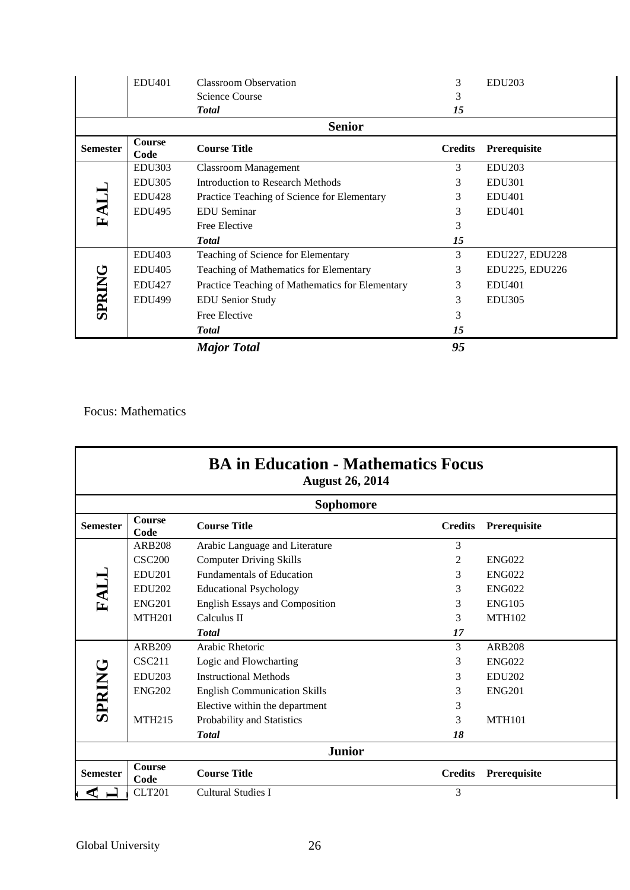| Semester | Course Code | Course Title | Credits | Prerequisite |
|---|---|---|---|---|
| | EDU401 | Classroom Observation | 3 | EDU203 |
| | | Science Course | 3 | |
| | | ***Total*** | ***15*** | |
| | | **Senior** | | |
| **Semester** | **Course Code** | **Course Title** | **Credits** | **Prerequisite** |
| **FALL** | EDU303 | Classroom Management | 3 | EDU203 |
| | EDU305 | Introduction to Research Methods | 3 | EDU301 |
| | EDU428 | Practice Teaching of Science for Elementary | 3 | EDU401 |
| | EDU495 | EDU Seminar | 3 | EDU401 |
| | | Free Elective | 3 | |
| | | ***Total*** | ***15*** | |
| **SPRING** | EDU403 | Teaching of Science for Elementary | 3 | EDU227, EDU228 |
| | EDU405 | Teaching of Mathematics for Elementary | 3 | EDU225, EDU226 |
| | EDU427 | Practice Teaching of Mathematics for Elementary | 3 | EDU401 |
| | EDU499 | EDU Senior Study | 3 | EDU305 |
| | | Free Elective | 3 | |
| | | ***Total*** | ***15*** | |
| | | ***Major Total*** | ***95*** | |

Focus: Mathematics

## BA in Education - Mathematics Focus

**August 26, 2014**

| Semester | Course Code | Course Title | Credits | Prerequisite |
|---|---|---|---|---|
| | | **Sophomore** | | |
| **FALL** | ARB208 | Arabic Language and Literature | 3 | |
| | CSC200 | Computer Driving Skills | 2 | ENG022 |
| | EDU201 | Fundamentals of Education | 3 | ENG022 |
| | EDU202 | Educational Psychology | 3 | ENG022 |
| | ENG201 | English Essays and Composition | 3 | ENG105 |
| | MTH201 | Calculus II | 3 | MTH102 |
| | | ***Total*** | ***17*** | |
| **SPRING** | ARB209 | Arabic Rhetoric | 3 | ARB208 |
| | CSC211 | Logic and Flowcharting | 3 | ENG022 |
| | EDU203 | Instructional Methods | 3 | EDU202 |
| | ENG202 | English Communication Skills | 3 | ENG201 |
| | | Elective within the department | 3 | |
| | MTH215 | Probability and Statistics | 3 | MTH101 |
| | | ***Total*** | ***18*** | |
| | | **Junior** | | |
| **Semester** | **Course Code** | **Course Title** | **Credits** | **Prerequisite** |
| **FALL** | CLT201 | Cultural Studies I | 3 | |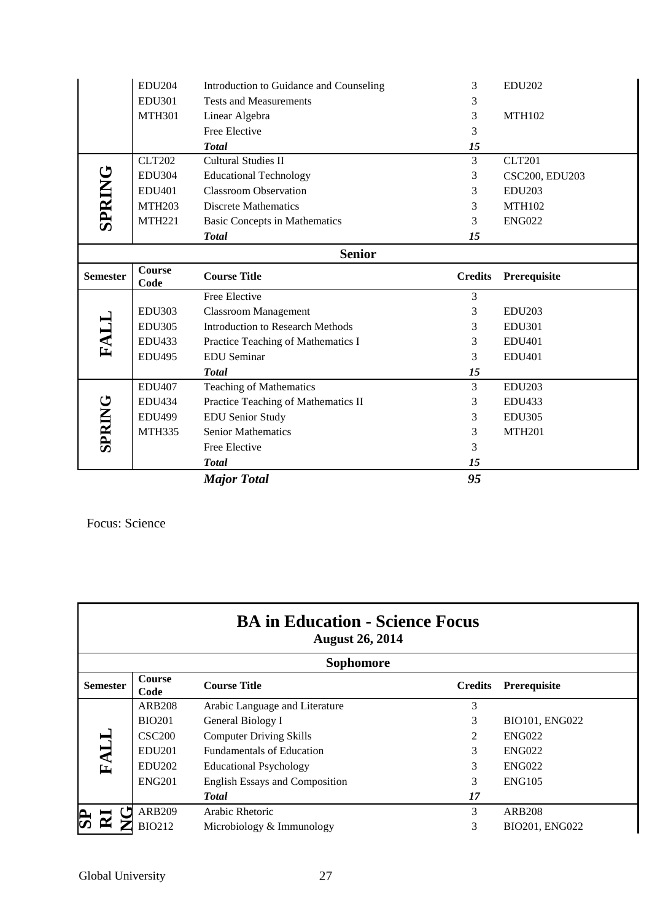| Semester | Course Code | Course Title | Credits | Prerequisite |
|---|---|---|---|---|
| | EDU204 | Introduction to Guidance and Counseling | 3 | EDU202 |
| | EDU301 | Tests and Measurements | 3 | |
| | MTH301 | Linear Algebra | 3 | MTH102 |
| | | Free Elective | 3 | |
| | | ***Total*** | ***15*** | |
| **SPRING** | CLT202 | Cultural Studies II | 3 | CLT201 |
| | EDU304 | Educational Technology | 3 | CSC200, EDU203 |
| | EDU401 | Classroom Observation | 3 | EDU203 |
| | MTH203 | Discrete Mathematics | 3 | MTH102 |
| | MTH221 | Basic Concepts in Mathematics | 3 | ENG022 |
| | | ***Total*** | ***15*** | |
| | | **Senior** | | |
| **Semester** | **Course Code** | **Course Title** | **Credits** | **Prerequisite** |
| **FALL** | | Free Elective | 3 | |
| | EDU303 | Classroom Management | 3 | EDU203 |
| | EDU305 | Introduction to Research Methods | 3 | EDU301 |
| | EDU433 | Practice Teaching of Mathematics I | 3 | EDU401 |
| | EDU495 | EDU Seminar | 3 | EDU401 |
| | | ***Total*** | ***15*** | |
| **SPRING** | EDU407 | Teaching of Mathematics | 3 | EDU203 |
| | EDU434 | Practice Teaching of Mathematics II | 3 | EDU433 |
| | EDU499 | EDU Senior Study | 3 | EDU305 |
| | MTH335 | Senior Mathematics | 3 | MTH201 |
| | | Free Elective | 3 | |
| | | ***Total*** | ***15*** | |
| | | ***Major Total*** | ***95*** | |

Focus: Science

## BA in Education - Science Focus

**August 26, 2014**

| Semester | Course Code | Course Title | Credits | Prerequisite |
|---|---|---|---|---|
| | | **Sophomore** | | |
| **FALL** | ARB208 | Arabic Language and Literature | 3 | |
| | BIO201 | General Biology I | 3 | BIO101, ENG022 |
| | CSC200 | Computer Driving Skills | 2 | ENG022 |
| | EDU201 | Fundamentals of Education | 3 | ENG022 |
| | EDU202 | Educational Psychology | 3 | ENG022 |
| | ENG201 | English Essays and Composition | 3 | ENG105 |
| | | ***Total*** | ***17*** | |
| **SPRING** | ARB209 | Arabic Rhetoric | 3 | ARB208 |
| | BIO212 | Microbiology & Immunology | 3 | BIO201, ENG022 |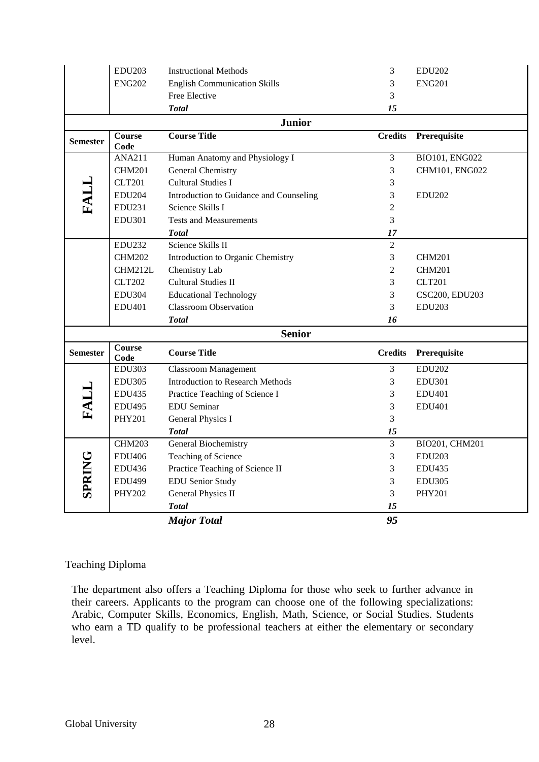| Semester | Course Code | Course Title | Credits | Prerequisite |
|---|---|---|---|---|
| | EDU203 | Instructional Methods | 3 | EDU202 |
| | ENG202 | English Communication Skills | 3 | ENG201 |
| | | Free Elective | 3 | |
| | | ***Total*** | ***15*** | |

**Junior**

| Semester | Course Code | Course Title | Credits | Prerequisite |
|---|---|---|---|---|
| **FALL** | ANA211 | Human Anatomy and Physiology I | 3 | BIO101, ENG022 |
| | CHM201 | General Chemistry | 3 | CHM101, ENG022 |
| | CLT201 | Cultural Studies I | 3 | |
| | EDU204 | Introduction to Guidance and Counseling | 3 | EDU202 |
| | EDU231 | Science Skills I | 2 | |
| | EDU301 | Tests and Measurements | 3 | |
| | | ***Total*** | ***17*** | |
| | EDU232 | Science Skills II | 2 | |
| | CHM202 | Introduction to Organic Chemistry | 3 | CHM201 |
| | CHM212L | Chemistry Lab | 2 | CHM201 |
| | CLT202 | Cultural Studies II | 3 | CLT201 |
| | EDU304 | Educational Technology | 3 | CSC200, EDU203 |
| | EDU401 | Classroom Observation | 3 | EDU203 |
| | | ***Total*** | ***16*** | |

**Senior**

| Semester | Course Code | Course Title | Credits | Prerequisite |
|---|---|---|---|---|
| **FALL** | EDU303 | Classroom Management | 3 | EDU202 |
| | EDU305 | Introduction to Research Methods | 3 | EDU301 |
| | EDU435 | Practice Teaching of Science I | 3 | EDU401 |
| | EDU495 | EDU Seminar | 3 | EDU401 |
| | PHY201 | General Physics I | 3 | |
| | | ***Total*** | ***15*** | |
| **SPRING** | CHM203 | General Biochemistry | 3 | BIO201, CHM201 |
| | EDU406 | Teaching of Science | 3 | EDU203 |
| | EDU436 | Practice Teaching of Science II | 3 | EDU435 |
| | EDU499 | EDU Senior Study | 3 | EDU305 |
| | PHY202 | General Physics II | 3 | PHY201 |
| | | ***Total*** | ***15*** | |
| | | ***Major Total*** | ***95*** | |

## Teaching Diploma

The department also offers a Teaching Diploma for those who seek to further advance in their careers. Applicants to the program can choose one of the following specializations: Arabic, Computer Skills, Economics, English, Math, Science, or Social Studies. Students who earn a TD qualify to be professional teachers at either the elementary or secondary level.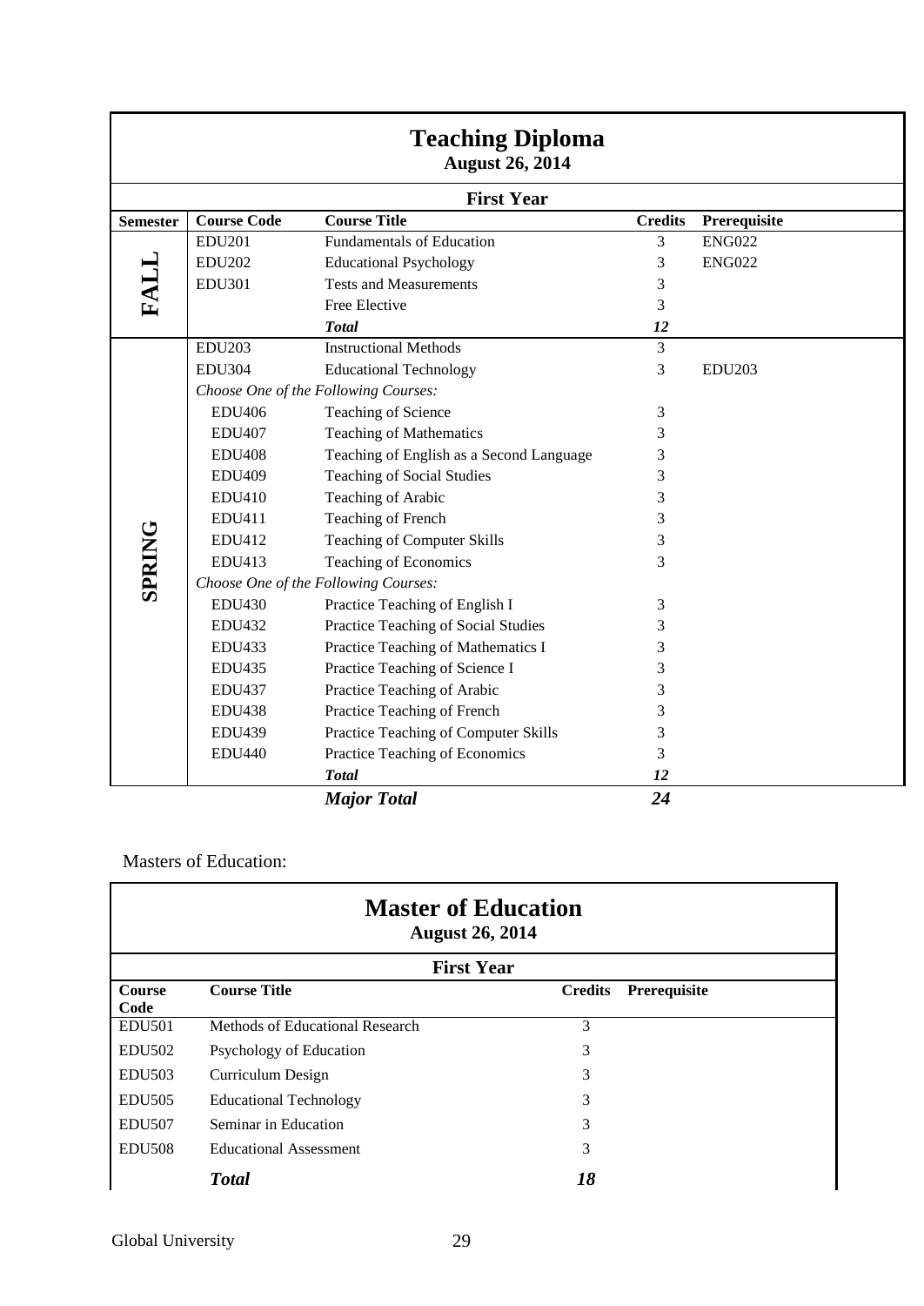## Teaching Diploma

**August 26, 2014**

| **First Year** | | | | |
|---|---|---|---|---|
| **Semester** | **Course Code** | **Course Title** | **Credits** | **Prerequisite** |
| **FALL** | EDU201 | Fundamentals of Education | 3 | ENG022 |
| | EDU202 | Educational Psychology | 3 | ENG022 |
| | EDU301 | Tests and Measurements | 3 | |
| | | Free Elective | 3 | |
| | | ***Total*** | ***12*** | |
| **SPRING** | EDU203 | Instructional Methods | 3 | |
| | EDU304 | Educational Technology | 3 | EDU203 |
| | *Choose One of the Following Courses:* | | | |
| | EDU406 | Teaching of Science | 3 | |
| | EDU407 | Teaching of Mathematics | 3 | |
| | EDU408 | Teaching of English as a Second Language | 3 | |
| | EDU409 | Teaching of Social Studies | 3 | |
| | EDU410 | Teaching of Arabic | 3 | |
| | EDU411 | Teaching of French | 3 | |
| | EDU412 | Teaching of Computer Skills | 3 | |
| | EDU413 | Teaching of Economics | 3 | |
| | *Choose One of the Following Courses:* | | | |
| | EDU430 | Practice Teaching of English I | 3 | |
| | EDU432 | Practice Teaching of Social Studies | 3 | |
| | EDU433 | Practice Teaching of Mathematics I | 3 | |
| | EDU435 | Practice Teaching of Science I | 3 | |
| | EDU437 | Practice Teaching of Arabic | 3 | |
| | EDU438 | Practice Teaching of French | 3 | |
| | EDU439 | Practice Teaching of Computer Skills | 3 | |
| | EDU440 | Practice Teaching of Economics | 3 | |
| | | ***Total*** | ***12*** | |
| | | ***Major Total*** | ***24*** | |

Masters of Education:

## Master of Education

**August 26, 2014**

| **First Year** | | | |
|---|---|---|---|
| **Course Code** | **Course Title** | **Credits** | **Prerequisite** |
| EDU501 | Methods of Educational Research | 3 | |
| EDU502 | Psychology of Education | 3 | |
| EDU503 | Curriculum Design | 3 | |
| EDU505 | Educational Technology | 3 | |
| EDU507 | Seminar in Education | 3 | |
| EDU508 | Educational Assessment | 3 | |
| | ***Total*** | ***18*** | |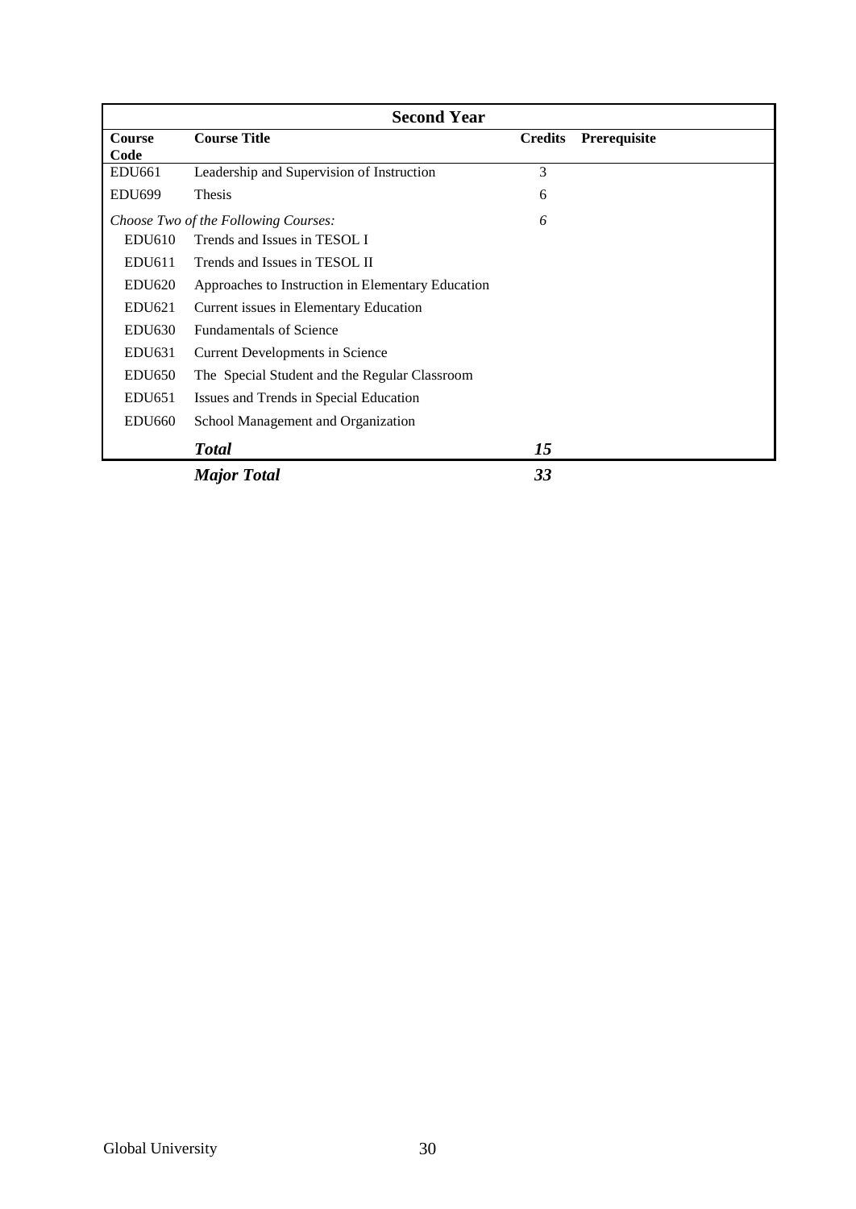| Second Year | | | |
|---|---|---|---|
| **Course Code** | **Course Title** | **Credits** | **Prerequisite** |
| EDU661 | Leadership and Supervision of Instruction | 3 | |
| EDU699 | Thesis | 6 | |
| *Choose Two of the Following Courses:* | | *6* | |
| EDU610 | Trends and Issues in TESOL I | | |
| EDU611 | Trends and Issues in TESOL II | | |
| EDU620 | Approaches to Instruction in Elementary Education | | |
| EDU621 | Current issues in Elementary Education | | |
| EDU630 | Fundamentals of Science | | |
| EDU631 | Current Developments in Science | | |
| EDU650 | The Special Student and the Regular Classroom | | |
| EDU651 | Issues and Trends in Special Education | | |
| EDU660 | School Management and Organization | | |
| | ***Total*** | ***15*** | |
| | ***Major Total*** | ***33*** | |